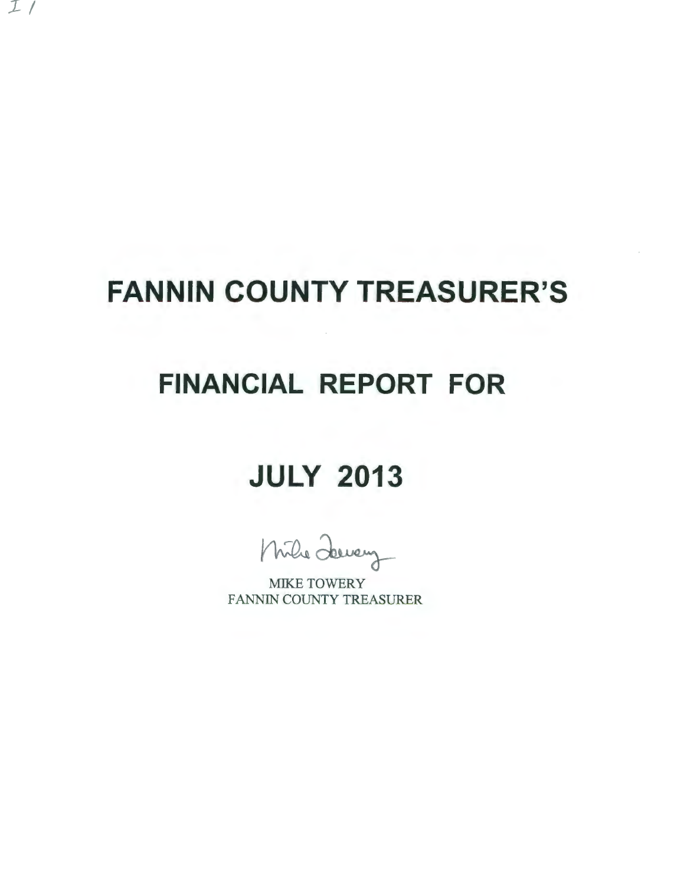# FANNIN COUNTY TREASURER'S

# FINANCIAL REPORT FOR

# JULY 2013

MIKE TOWERY
FANNIN COUNTY TREASURER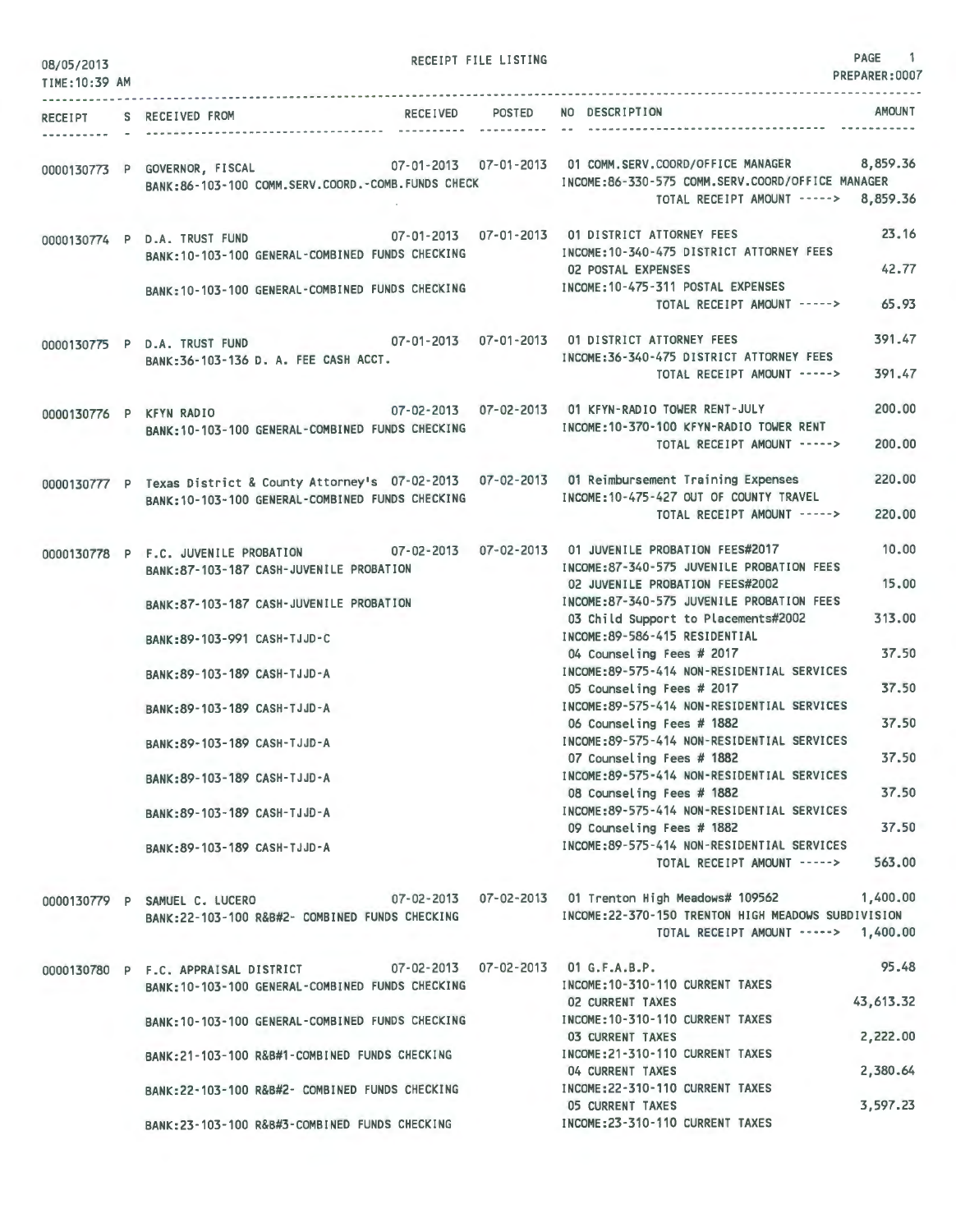08/05/2013
TIME:10:39 AM

RECEIPT FILE LISTING

PAGE 1
PREPARER:0007

| RECEIPT | S | RECEIVED FROM | RECEIVED | POSTED | NO | DESCRIPTION | AMOUNT |
|---|---|---|---|---|---|---|---|
| 0000130773 | P | GOVERNOR, FISCAL | 07-01-2013 | 07-01-2013 | 01 | COMM.SERV.COORD/OFFICE MANAGER | 8,859.36 |
| | | BANK:86-103-100 COMM.SERV.COORD.-COMB.FUNDS CHECK | | | | INCOME:86-330-575 COMM.SERV.COORD/OFFICE MANAGER | |
| | | | | | | TOTAL RECEIPT AMOUNT -----> | 8,859.36 |
| 0000130774 | P | D.A. TRUST FUND | 07-01-2013 | 07-01-2013 | 01 | DISTRICT ATTORNEY FEES | 23.16 |
| | | BANK:10-103-100 GENERAL-COMBINED FUNDS CHECKING | | | | INCOME:10-340-475 DISTRICT ATTORNEY FEES | |
| | | | | | 02 | POSTAL EXPENSES | 42.77 |
| | | BANK:10-103-100 GENERAL-COMBINED FUNDS CHECKING | | | | INCOME:10-475-311 POSTAL EXPENSES | |
| | | | | | | TOTAL RECEIPT AMOUNT -----> | 65.93 |
| 0000130775 | P | D.A. TRUST FUND | 07-01-2013 | 07-01-2013 | 01 | DISTRICT ATTORNEY FEES | 391.47 |
| | | BANK:36-103-136 D. A. FEE CASH ACCT. | | | | INCOME:36-340-475 DISTRICT ATTORNEY FEES | |
| | | | | | | TOTAL RECEIPT AMOUNT -----> | 391.47 |
| 0000130776 | P | KFYN RADIO | 07-02-2013 | 07-02-2013 | 01 | KFYN-RADIO TOWER RENT-JULY | 200.00 |
| | | BANK:10-103-100 GENERAL-COMBINED FUNDS CHECKING | | | | INCOME:10-370-100 KFYN-RADIO TOWER RENT | |
| | | | | | | TOTAL RECEIPT AMOUNT -----> | 200.00 |
| 0000130777 | P | Texas District & County Attorney's | 07-02-2013 | 07-02-2013 | 01 | Reimbursement Training Expenses | 220.00 |
| | | BANK:10-103-100 GENERAL-COMBINED FUNDS CHECKING | | | | INCOME:10-475-427 OUT OF COUNTY TRAVEL | |
| | | | | | | TOTAL RECEIPT AMOUNT -----> | 220.00 |
| 0000130778 | P | F.C. JUVENILE PROBATION | 07-02-2013 | 07-02-2013 | 01 | JUVENILE PROBATION FEES#2017 | 10.00 |
| | | BANK:87-103-187 CASH-JUVENILE PROBATION | | | | INCOME:87-340-575 JUVENILE PROBATION FEES | |
| | | | | | 02 | JUVENILE PROBATION FEES#2002 | 15.00 |
| | | BANK:87-103-187 CASH-JUVENILE PROBATION | | | | INCOME:87-340-575 JUVENILE PROBATION FEES | |
| | | | | | 03 | Child Support to Placements#2002 | 313.00 |
| | | BANK:89-103-991 CASH-TJJD-C | | | | INCOME:89-586-415 RESIDENTIAL | |
| | | | | | 04 | Counseling Fees # 2017 | 37.50 |
| | | BANK:89-103-189 CASH-TJJD-A | | | | INCOME:89-575-414 NON-RESIDENTIAL SERVICES | |
| | | | | | 05 | Counseling Fees # 2017 | 37.50 |
| | | BANK:89-103-189 CASH-TJJD-A | | | | INCOME:89-575-414 NON-RESIDENTIAL SERVICES | |
| | | | | | 06 | Counseling Fees # 1882 | 37.50 |
| | | BANK:89-103-189 CASH-TJJD-A | | | | INCOME:89-575-414 NON-RESIDENTIAL SERVICES | |
| | | | | | 07 | Counseling Fees # 1882 | 37.50 |
| | | BANK:89-103-189 CASH-TJJD-A | | | | INCOME:89-575-414 NON-RESIDENTIAL SERVICES | |
| | | | | | 08 | Counseling Fees # 1882 | 37.50 |
| | | BANK:89-103-189 CASH-TJJD-A | | | | INCOME:89-575-414 NON-RESIDENTIAL SERVICES | |
| | | | | | 09 | Counseling Fees # 1882 | 37.50 |
| | | BANK:89-103-189 CASH-TJJD-A | | | | INCOME:89-575-414 NON-RESIDENTIAL SERVICES | |
| | | | | | | TOTAL RECEIPT AMOUNT -----> | 563.00 |
| 0000130779 | P | SAMUEL C. LUCERO | 07-02-2013 | 07-02-2013 | 01 | Trenton High Meadows# 109562 | 1,400.00 |
| | | BANK:22-103-100 R&B#2- COMBINED FUNDS CHECKING | | | | INCOME:22-370-150 TRENTON HIGH MEADOWS SUBDIVISION | |
| | | | | | | TOTAL RECEIPT AMOUNT -----> | 1,400.00 |
| 0000130780 | P | F.C. APPRAISAL DISTRICT | 07-02-2013 | 07-02-2013 | 01 | G.F.A.B.P. | 95.48 |
| | | BANK:10-103-100 GENERAL-COMBINED FUNDS CHECKING | | | | INCOME:10-310-110 CURRENT TAXES | |
| | | | | | 02 | CURRENT TAXES | 43,613.32 |
| | | BANK:10-103-100 GENERAL-COMBINED FUNDS CHECKING | | | | INCOME:10-310-110 CURRENT TAXES | |
| | | | | | 03 | CURRENT TAXES | 2,222.00 |
| | | BANK:21-103-100 R&B#1-COMBINED FUNDS CHECKING | | | | INCOME:21-310-110 CURRENT TAXES | |
| | | | | | 04 | CURRENT TAXES | 2,380.64 |
| | | BANK:22-103-100 R&B#2- COMBINED FUNDS CHECKING | | | | INCOME:22-310-110 CURRENT TAXES | |
| | | | | | 05 | CURRENT TAXES | 3,597.23 |
| | | BANK:23-103-100 R&B#3-COMBINED FUNDS CHECKING | | | | INCOME:23-310-110 CURRENT TAXES | |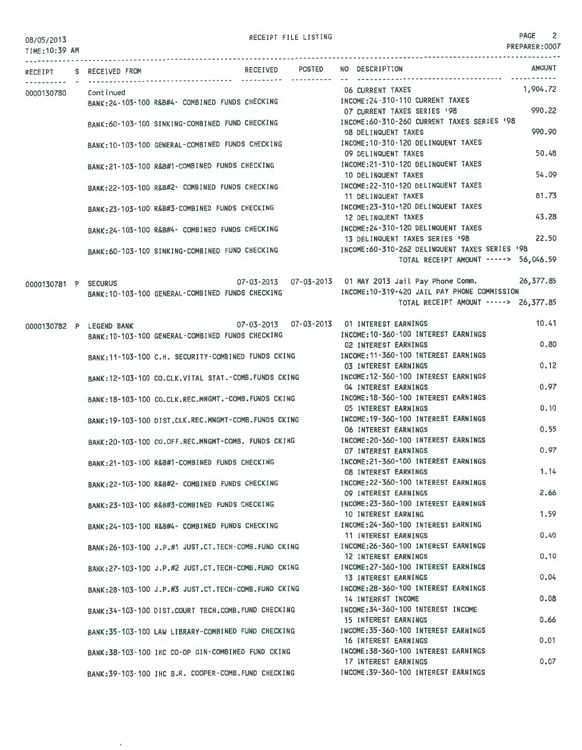RECEIPT FILE LISTING

08/05/2013
TIME:10:39 AM

PREPARER:0007

| RECEIPT | S | RECEIVED FROM | RECEIVED | POSTED | NO | DESCRIPTION | AMOUNT |
|---|---|---|---|---|---|---|---|
| 0000130780 | | Continued | | | 06 | CURRENT TAXES | 1,904.72 |
| | | BANK:24-103-100 R&B#4- COMBINED FUNDS CHECKING | | | | INCOME:24-310-110 CURRENT TAXES | |
| | | | | | 07 | CURRENT TAXES SERIES '98 | 990.22 |
| | | BANK:60-103-100 SINKING-COMBINED FUND CHECKING | | | | INCOME:60-310-260 CURRENT TAXES SERIES '98 | |
| | | | | | 08 | DELINQUENT TAXES | 990.90 |
| | | BANK:10-103-100 GENERAL-COMBINED FUNDS CHECKING | | | | INCOME:10-310-120 DELINQUENT TAXES | |
| | | | | | 09 | DELINQUENT TAXES | 50.48 |
| | | BANK:21-103-100 R&B#1-COMBINED FUNDS CHECKING | | | | INCOME:21-310-120 DELINQUENT TAXES | |
| | | | | | 10 | DELINQUENT TAXES | 54.09 |
| | | BANK:22-103-100 R&B#2- COMBINED FUNDS CHECKING | | | | INCOME:22-310-120 DELINQUENT TAXES | |
| | | | | | 11 | DELINQUENT TAXES | 81.73 |
| | | BANK:23-103-100 R&B#3-COMBINED FUNDS CHECKING | | | | INCOME:23-310-120 DELINQUENT TAXES | |
| | | | | | 12 | DELINQUENT TAXES | 43.28 |
| | | BANK:24-103-100 R&B#4- COMBINED FUNDS CHECKING | | | | INCOME:24-310-120 DELINQUENT TAXES | |
| | | | | | 13 | DELINQUENT TAXES SERIES '98 | 22.50 |
| | | BANK:60-103-100 SINKING-COMBINED FUND CHECKING | | | | INCOME:60-310-262 DELINQUENT TAXES SERIES '98 | |
| | | | | | | TOTAL RECEIPT AMOUNT -----> | 56,046.59 |
| 0000130781 | P | SECURUS | 07-03-2013 | 07-03-2013 | 01 | MAY 2013 Jail Pay Phone Comm. | 26,377.85 |
| | | BANK:10-103-100 GENERAL-COMBINED FUNDS CHECKING | | | | INCOME:10-319-420 JAIL PAY PHONE COMMISSION | |
| | | | | | | TOTAL RECEIPT AMOUNT -----> | 26,377.85 |
| 0000130782 | P | LEGEND BANK | 07-03-2013 | 07-03-2013 | 01 | INTEREST EARNINGS | 10.41 |
| | | BANK:10-103-100 GENERAL-COMBINED FUNDS CHECKING | | | | INCOME:10-360-100 INTEREST EARNINGS | |
| | | | | | 02 | INTEREST EARNINGS | 0.80 |
| | | BANK:11-103-100 C.H. SECURITY-COMBINED FUNDS CKING | | | | INCOME:11-360-100 INTEREST EARNINGS | |
| | | | | | 03 | INTEREST EARNINGS | 0.12 |
| | | BANK:12-103-100 CO.CLK.VITAL STAT.-COMB.FUNDS CKING | | | | INCOME:12-360-100 INTEREST EARNINGS | |
| | | | | | 04 | INTEREST EARNINGS | 0.97 |
| | | BANK:18-103-100 CO.CLK.REC.MNGMT.-COMB.FUNDS CKING | | | | INCOME:18-360-100 INTEREST EARNINGS | |
| | | | | | 05 | INTEREST EARNINGS | 0.10 |
| | | BANK:19-103-100 DIST.CLK.REC.MNGMT-COMB.FUNDS CKING | | | | INCOME:19-360-100 INTEREST EARNINGS | |
| | | | | | 06 | INTEREST EARNINGS | 0.55 |
| | | BANK:20-103-100 CO.OFF.REC.MNGMT-COMB. FUNDS CKING | | | | INCOME:20-360-100 INTEREST EARNINGS | |
| | | | | | 07 | INTEREST EARNINGS | 0.97 |
| | | BANK:21-103-100 R&B#1-COMBINED FUNDS CHECKING | | | | INCOME:21-360-100 INTEREST EARNINGS | |
| | | | | | 08 | INTEREST EARNINGS | 1.14 |
| | | BANK:22-103-100 R&B#2- COMBINED FUNDS CHECKING | | | | INCOME:22-360-100 INTEREST EARNINGS | |
| | | | | | 09 | INTEREST EARNINGS | 2.66 |
| | | BANK:23-103-100 R&B#3-COMBINED FUNDS CHECKING | | | | INCOME:23-360-100 INTEREST EARNINGS | |
| | | | | | 10 | INTEREST EARNING | 1.59 |
| | | BANK:24-103-100 R&B#4- COMBINED FUNDS CHECKING | | | | INCOME:24-360-100 INTEREST EARNING | |
| | | | | | 11 | INTEREST EARNINGS | 0.40 |
| | | BANK:26-103-100 J.P.#1 JUST.CT.TECH-COMB.FUND CKING | | | | INCOME:26-360-100 INTEREST EARNINGS | |
| | | | | | 12 | INTEREST EARNINGS | 0.10 |
| | | BANK:27-103-100 J.P.#2 JUST.CT.TECH-COMB.FUND CKING | | | | INCOME:27-360-100 INTEREST EARNINGS | |
| | | | | | 13 | INTEREST EARNINGS | 0.04 |
| | | BANK:28-103-100 J.P.#3 JUST.CT.TECH-COMB.FUND CKING | | | | INCOME:28-360-100 INTEREST EARNINGS | |
| | | | | | 14 | INTEREST INCOME | 0.08 |
| | | BANK:34-103-100 DIST.COURT TECH.COMB.FUND CHECKING | | | | INCOME:34-360-100 INTEREST INCOME | |
| | | | | | 15 | INTEREST EARNINGS | 0.66 |
| | | BANK:35-103-100 LAW LIBRARY-COMBINED FUND CHECKING | | | | INCOME:35-360-100 INTEREST EARNINGS | |
| | | | | | 16 | INTEREST EARNINGS | 0.01 |
| | | BANK:38-103-100 IHC CO-OP GIN-COMBINED FUND CKING | | | | INCOME:38-360-100 INTEREST EARNINGS | |
| | | | | | 17 | INTEREST EARNINGS | 0.07 |
| | | BANK:39-103-100 IHC B.R. COOPER-COMB.FUND CHECKING | | | | INCOME:39-360-100 INTEREST EARNINGS | |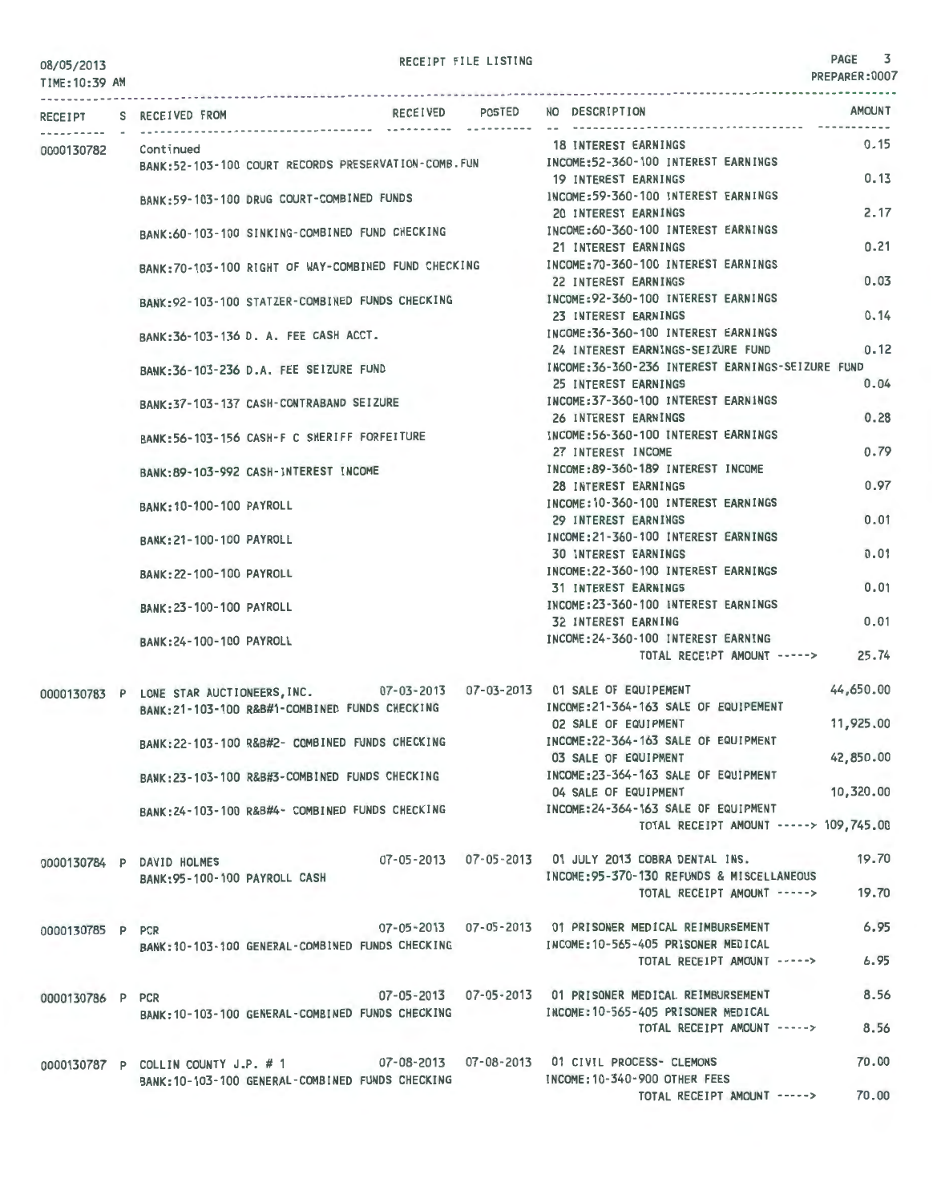RECEIPT FILE LISTING

08/05/2013
TIME:10:39 AM

PREPARER:0007

| RECEIPT | S | RECEIVED FROM | RECEIVED | POSTED | NO | DESCRIPTION | AMOUNT |
|---|---|---|---|---|---|---|---|
| 0000130782 | | Continued | | | 18 | INTEREST EARNINGS | 0.15 |
| | | BANK:52-103-100 COURT RECORDS PRESERVATION-COMB.FUN | | | | INCOME:52-360-100 INTEREST EARNINGS | |
| | | | | | 19 | INTEREST EARNINGS | 0.13 |
| | | BANK:59-103-100 DRUG COURT-COMBINED FUNDS | | | | INCOME:59-360-100 INTEREST EARNINGS | |
| | | | | | 20 | INTEREST EARNINGS | 2.17 |
| | | BANK:60-103-100 SINKING-COMBINED FUND CHECKING | | | | INCOME:60-360-100 INTEREST EARNINGS | |
| | | | | | 21 | INTEREST EARNINGS | 0.21 |
| | | BANK:70-103-100 RIGHT OF WAY-COMBINED FUND CHECKING | | | | INCOME:70-360-100 INTEREST EARNINGS | |
| | | | | | 22 | INTEREST EARNINGS | 0.03 |
| | | BANK:92-103-100 STATZER-COMBINED FUNDS CHECKING | | | | INCOME:92-360-100 INTEREST EARNINGS | |
| | | | | | 23 | INTEREST EARNINGS | 0.14 |
| | | BANK:36-103-136 D. A. FEE CASH ACCT. | | | | INCOME:36-360-100 INTEREST EARNINGS | |
| | | | | | 24 | INTEREST EARNINGS-SEIZURE FUND | 0.12 |
| | | BANK:36-103-236 D.A. FEE SEIZURE FUND | | | | INCOME:36-360-236 INTEREST EARNINGS-SEIZURE FUND | |
| | | | | | 25 | INTEREST EARNINGS | 0.04 |
| | | BANK:37-103-137 CASH-CONTRABAND SEIZURE | | | | INCOME:37-360-100 INTEREST EARNINGS | |
| | | | | | 26 | INTEREST EARNINGS | 0.28 |
| | | BANK:56-103-156 CASH-F C SHERIFF FORFEITURE | | | | INCOME:56-360-100 INTEREST EARNINGS | |
| | | | | | 27 | INTEREST INCOME | 0.79 |
| | | BANK:89-103-992 CASH-INTEREST INCOME | | | | INCOME:89-360-189 INTEREST INCOME | |
| | | | | | 28 | INTEREST EARNINGS | 0.97 |
| | | BANK:10-100-100 PAYROLL | | | | INCOME:10-360-100 INTEREST EARNINGS | |
| | | | | | 29 | INTEREST EARNINGS | 0.01 |
| | | BANK:21-100-100 PAYROLL | | | | INCOME:21-360-100 INTEREST EARNINGS | |
| | | | | | 30 | INTEREST EARNINGS | 0.01 |
| | | BANK:22-100-100 PAYROLL | | | | INCOME:22-360-100 INTEREST EARNINGS | |
| | | | | | 31 | INTEREST EARNINGS | 0.01 |
| | | BANK:23-100-100 PAYROLL | | | | INCOME:23-360-100 INTEREST EARNINGS | |
| | | | | | 32 | INTEREST EARNING | 0.01 |
| | | BANK:24-100-100 PAYROLL | | | | INCOME:24-360-100 INTEREST EARNING | |
| | | | | | | TOTAL RECEIPT AMOUNT -----> | 25.74 |
| 0000130783 | P | LONE STAR AUCTIONEERS,INC. | 07-03-2013 | 07-03-2013 | 01 | SALE OF EQUIPEMENT | 44,650.00 |
| | | BANK:21-103-100 R&B#1-COMBINED FUNDS CHECKING | | | | INCOME:21-364-163 SALE OF EQUIPEMENT | |
| | | | | | 02 | SALE OF EQUIPMENT | 11,925.00 |
| | | BANK:22-103-100 R&B#2- COMBINED FUNDS CHECKING | | | | INCOME:22-364-163 SALE OF EQUIPMENT | |
| | | | | | 03 | SALE OF EQUIPMENT | 42,850.00 |
| | | BANK:23-103-100 R&B#3-COMBINED FUNDS CHECKING | | | | INCOME:23-364-163 SALE OF EQUIPMENT | |
| | | | | | 04 | SALE OF EQUIPMENT | 10,320.00 |
| | | BANK:24-103-100 R&B#4- COMBINED FUNDS CHECKING | | | | INCOME:24-364-163 SALE OF EQUIPMENT | |
| | | | | | | TOTAL RECEIPT AMOUNT -----> | 109,745.00 |
| 0000130784 | P | DAVID HOLMES | 07-05-2013 | 07-05-2013 | 01 | JULY 2013 COBRA DENTAL INS. | 19.70 |
| | | BANK:95-100-100 PAYROLL CASH | | | | INCOME:95-370-130 REFUNDS & MISCELLANEOUS | |
| | | | | | | TOTAL RECEIPT AMOUNT -----> | 19.70 |
| 0000130785 | P | PCR | 07-05-2013 | 07-05-2013 | 01 | PRISONER MEDICAL REIMBURSEMENT | 6.95 |
| | | BANK:10-103-100 GENERAL-COMBINED FUNDS CHECKING | | | | INCOME:10-565-405 PRISONER MEDICAL | |
| | | | | | | TOTAL RECEIPT AMOUNT -----> | 6.95 |
| 0000130786 | P | PCR | 07-05-2013 | 07-05-2013 | 01 | PRISONER MEDICAL REIMBURSEMENT | 8.56 |
| | | BANK:10-103-100 GENERAL-COMBINED FUNDS CHECKING | | | | INCOME:10-565-405 PRISONER MEDICAL | |
| | | | | | | TOTAL RECEIPT AMOUNT -----> | 8.56 |
| 0000130787 | P | COLLIN COUNTY J.P. # 1 | 07-08-2013 | 07-08-2013 | 01 | CIVIL PROCESS- CLEMONS | 70.00 |
| | | BANK:10-103-100 GENERAL-COMBINED FUNDS CHECKING | | | | INCOME:10-340-900 OTHER FEES | |
| | | | | | | TOTAL RECEIPT AMOUNT -----> | 70.00 |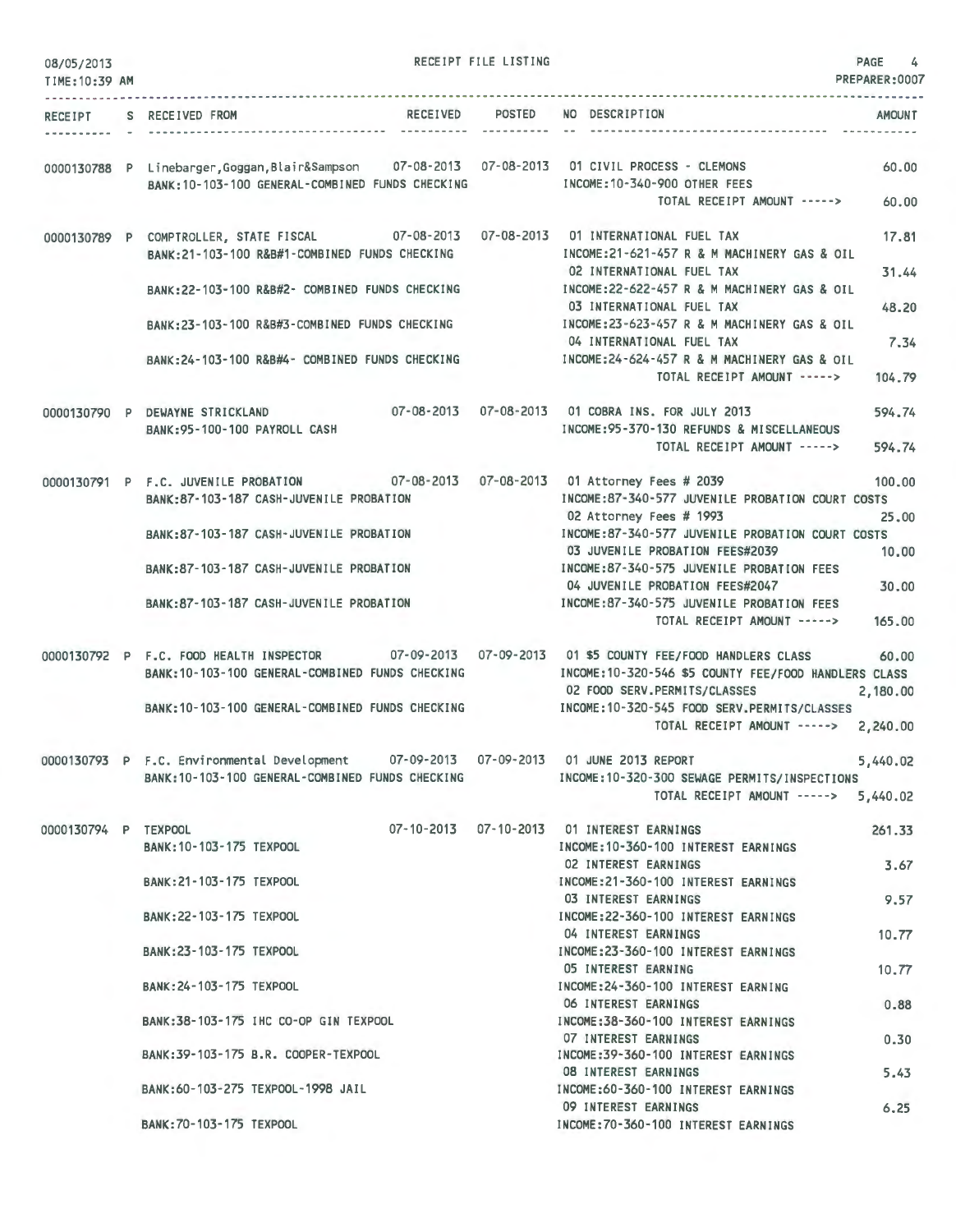08/05/2013 RECEIPT FILE LISTING PAGE 4
TIME:10:39 AM PREPARER:0007

| RECEIPT | S | RECEIVED FROM | RECEIVED | POSTED | NO | DESCRIPTION | AMOUNT |
|---|---|---|---|---|---|---|---|
| 0000130788 | P | Linebarger,Goggan,Blair&Sampson | 07-08-2013 | 07-08-2013 | 01 | CIVIL PROCESS - CLEMONS | 60.00 |
| | | BANK:10-103-100 GENERAL-COMBINED FUNDS CHECKING | | | | INCOME:10-340-900 OTHER FEES | |
| | | | | | | TOTAL RECEIPT AMOUNT -----> | 60.00 |
| 0000130789 | P | COMPTROLLER, STATE FISCAL | 07-08-2013 | 07-08-2013 | 01 | INTERNATIONAL FUEL TAX | 17.81 |
| | | BANK:21-103-100 R&B#1-COMBINED FUNDS CHECKING | | | | INCOME:21-621-457 R & M MACHINERY GAS & OIL | |
| | | | | | 02 | INTERNATIONAL FUEL TAX | 31.44 |
| | | BANK:22-103-100 R&B#2- COMBINED FUNDS CHECKING | | | | INCOME:22-622-457 R & M MACHINERY GAS & OIL | |
| | | | | | 03 | INTERNATIONAL FUEL TAX | 48.20 |
| | | BANK:23-103-100 R&B#3-COMBINED FUNDS CHECKING | | | | INCOME:23-623-457 R & M MACHINERY GAS & OIL | |
| | | | | | 04 | INTERNATIONAL FUEL TAX | 7.34 |
| | | BANK:24-103-100 R&B#4- COMBINED FUNDS CHECKING | | | | INCOME:24-624-457 R & M MACHINERY GAS & OIL | |
| | | | | | | TOTAL RECEIPT AMOUNT -----> | 104.79 |
| 0000130790 | P | DEWAYNE STRICKLAND | 07-08-2013 | 07-08-2013 | 01 | COBRA INS. FOR JULY 2013 | 594.74 |
| | | BANK:95-100-100 PAYROLL CASH | | | | INCOME:95-370-130 REFUNDS & MISCELLANEOUS | |
| | | | | | | TOTAL RECEIPT AMOUNT -----> | 594.74 |
| 0000130791 | P | F.C. JUVENILE PROBATION | 07-08-2013 | 07-08-2013 | 01 | Attorney Fees # 2039 | 100.00 |
| | | BANK:87-103-187 CASH-JUVENILE PROBATION | | | | INCOME:87-340-577 JUVENILE PROBATION COURT COSTS | |
| | | | | | 02 | Attorney Fees # 1993 | 25.00 |
| | | BANK:87-103-187 CASH-JUVENILE PROBATION | | | | INCOME:87-340-577 JUVENILE PROBATION COURT COSTS | |
| | | | | | 03 | JUVENILE PROBATION FEES#2039 | 10.00 |
| | | BANK:87-103-187 CASH-JUVENILE PROBATION | | | | INCOME:87-340-575 JUVENILE PROBATION FEES | |
| | | | | | 04 | JUVENILE PROBATION FEES#2047 | 30.00 |
| | | BANK:87-103-187 CASH-JUVENILE PROBATION | | | | INCOME:87-340-575 JUVENILE PROBATION FEES | |
| | | | | | | TOTAL RECEIPT AMOUNT -----> | 165.00 |
| 0000130792 | P | F.C. FOOD HEALTH INSPECTOR | 07-09-2013 | 07-09-2013 | 01 | $5 COUNTY FEE/FOOD HANDLERS CLASS | 60.00 |
| | | BANK:10-103-100 GENERAL-COMBINED FUNDS CHECKING | | | | INCOME:10-320-546 $5 COUNTY FEE/FOOD HANDLERS CLASS | |
| | | | | | 02 | FOOD SERV.PERMITS/CLASSES | 2,180.00 |
| | | BANK:10-103-100 GENERAL-COMBINED FUNDS CHECKING | | | | INCOME:10-320-545 FOOD SERV.PERMITS/CLASSES | |
| | | | | | | TOTAL RECEIPT AMOUNT -----> | 2,240.00 |
| 0000130793 | P | F.C. Environmental Development | 07-09-2013 | 07-09-2013 | 01 | JUNE 2013 REPORT | 5,440.02 |
| | | BANK:10-103-100 GENERAL-COMBINED FUNDS CHECKING | | | | INCOME:10-320-300 SEWAGE PERMITS/INSPECTIONS | |
| | | | | | | TOTAL RECEIPT AMOUNT -----> | 5,440.02 |
| 0000130794 | P | TEXPOOL | 07-10-2013 | 07-10-2013 | 01 | INTEREST EARNINGS | 261.33 |
| | | BANK:10-103-175 TEXPOOL | | | | INCOME:10-360-100 INTEREST EARNINGS | |
| | | | | | 02 | INTEREST EARNINGS | 3.67 |
| | | BANK:21-103-175 TEXPOOL | | | | INCOME:21-360-100 INTEREST EARNINGS | |
| | | | | | 03 | INTEREST EARNINGS | 9.57 |
| | | BANK:22-103-175 TEXPOOL | | | | INCOME:22-360-100 INTEREST EARNINGS | |
| | | | | | 04 | INTEREST EARNINGS | 10.77 |
| | | BANK:23-103-175 TEXPOOL | | | | INCOME:23-360-100 INTEREST EARNINGS | |
| | | | | | 05 | INTEREST EARNING | 10.77 |
| | | BANK:24-103-175 TEXPOOL | | | | INCOME:24-360-100 INTEREST EARNING | |
| | | | | | 06 | INTEREST EARNINGS | 0.88 |
| | | BANK:38-103-175 IHC CO-OP GIN TEXPOOL | | | | INCOME:38-360-100 INTEREST EARNINGS | |
| | | | | | 07 | INTEREST EARNINGS | 0.30 |
| | | BANK:39-103-175 B.R. COOPER-TEXPOOL | | | | INCOME:39-360-100 INTEREST EARNINGS | |
| | | | | | 08 | INTEREST EARNINGS | 5.43 |
| | | BANK:60-103-275 TEXPOOL-1998 JAIL | | | | INCOME:60-360-100 INTEREST EARNINGS | |
| | | | | | 09 | INTEREST EARNINGS | 6.25 |
| | | BANK:70-103-175 TEXPOOL | | | | INCOME:70-360-100 INTEREST EARNINGS | |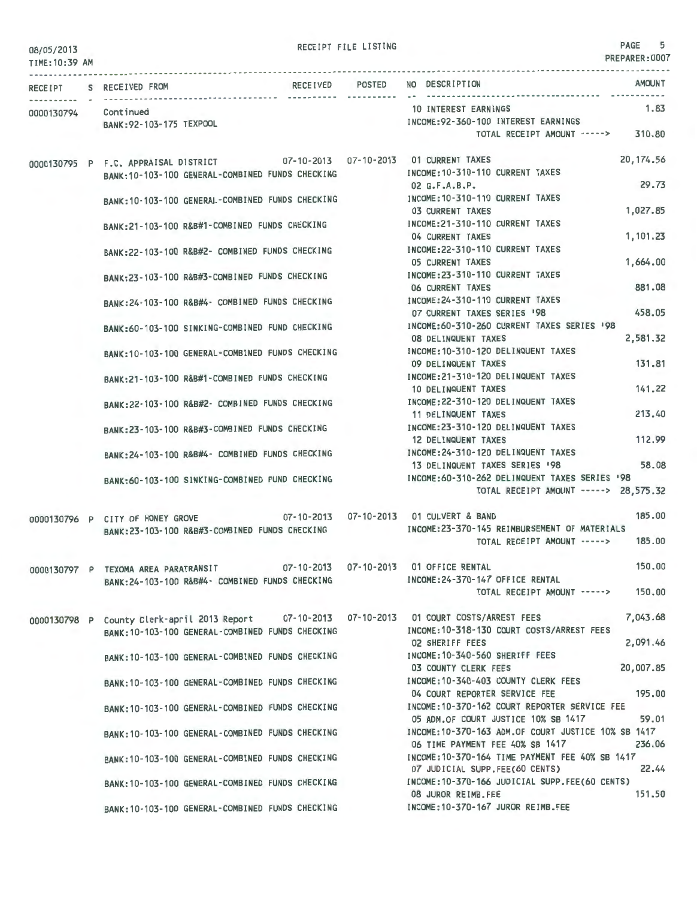08/05/2013 RECEIPT FILE LISTING PAGE 5
TIME:10:39 AM PREPARER:0007

| RECEIPT | S | RECEIVED FROM | RECEIVED | POSTED | NO | DESCRIPTION | AMOUNT |
|---|---|---|---|---|---|---|---|
| 0000130794 | | Continued | | | 10 | INTEREST EARNINGS | 1.83 |
| | | BANK:92-103-175 TEXPOOL | | | | INCOME:92-360-100 INTEREST EARNINGS | |
| | | | | | | TOTAL RECEIPT AMOUNT -----> | 310.80 |
| 0000130795 | P | F.C. APPRAISAL DISTRICT | 07-10-2013 | 07-10-2013 | 01 | CURRENT TAXES | 20,174.56 |
| | | BANK:10-103-100 GENERAL-COMBINED FUNDS CHECKING | | | | INCOME:10-310-110 CURRENT TAXES | |
| | | | | | 02 | G.F.A.B.P. | 29.73 |
| | | BANK:10-103-100 GENERAL-COMBINED FUNDS CHECKING | | | | INCOME:10-310-110 CURRENT TAXES | |
| | | | | | 03 | CURRENT TAXES | 1,027.85 |
| | | BANK:21-103-100 R&B#1-COMBINED FUNDS CHECKING | | | | INCOME:21-310-110 CURRENT TAXES | |
| | | | | | 04 | CURRENT TAXES | 1,101.23 |
| | | BANK:22-103-100 R&B#2- COMBINED FUNDS CHECKING | | | | INCOME:22-310-110 CURRENT TAXES | |
| | | | | | 05 | CURRENT TAXES | 1,664.00 |
| | | BANK:23-103-100 R&B#3-COMBINED FUNDS CHECKING | | | | INCOME:23-310-110 CURRENT TAXES | |
| | | | | | 06 | CURRENT TAXES | 881.08 |
| | | BANK:24-103-100 R&B#4- COMBINED FUNDS CHECKING | | | | INCOME:24-310-110 CURRENT TAXES | |
| | | | | | 07 | CURRENT TAXES SERIES '98 | 458.05 |
| | | BANK:60-103-100 SINKING-COMBINED FUND CHECKING | | | | INCOME:60-310-260 CURRENT TAXES SERIES '98 | |
| | | | | | 08 | DELINQUENT TAXES | 2,581.32 |
| | | BANK:10-103-100 GENERAL-COMBINED FUNDS CHECKING | | | | INCOME:10-310-120 DELINQUENT TAXES | |
| | | | | | 09 | DELINQUENT TAXES | 131.81 |
| | | BANK:21-103-100 R&B#1-COMBINED FUNDS CHECKING | | | | INCOME:21-310-120 DELINQUENT TAXES | |
| | | | | | 10 | DELINQUENT TAXES | 141.22 |
| | | BANK:22-103-100 R&B#2- COMBINED FUNDS CHECKING | | | | INCOME:22-310-120 DELINQUENT TAXES | |
| | | | | | 11 | DELINQUENT TAXES | 213.40 |
| | | BANK:23-103-100 R&B#3-COMBINED FUNDS CHECKING | | | | INCOME:23-310-120 DELINQUENT TAXES | |
| | | | | | 12 | DELINQUENT TAXES | 112.99 |
| | | BANK:24-103-100 R&B#4- COMBINED FUNDS CHECKING | | | | INCOME:24-310-120 DELINQUENT TAXES | |
| | | | | | 13 | DELINQUENT TAXES SERIES '98 | 58.08 |
| | | BANK:60-103-100 SINKING-COMBINED FUND CHECKING | | | | INCOME:60-310-262 DELINQUENT TAXES SERIES '98 | |
| | | | | | | TOTAL RECEIPT AMOUNT -----> | 28,575.32 |
| 0000130796 | P | CITY OF HONEY GROVE | 07-10-2013 | 07-10-2013 | 01 | CULVERT & BAND | 185.00 |
| | | BANK:23-103-100 R&B#3-COMBINED FUNDS CHECKING | | | | INCOME:23-370-145 REIMBURSEMENT OF MATERIALS | |
| | | | | | | TOTAL RECEIPT AMOUNT -----> | 185.00 |
| 0000130797 | P | TEXOMA AREA PARATRANSIT | 07-10-2013 | 07-10-2013 | 01 | OFFICE RENTAL | 150.00 |
| | | BANK:24-103-100 R&B#4- COMBINED FUNDS CHECKING | | | | INCOME:24-370-147 OFFICE RENTAL | |
| | | | | | | TOTAL RECEIPT AMOUNT -----> | 150.00 |
| 0000130798 | P | County Clerk-april 2013 Report | 07-10-2013 | 07-10-2013 | 01 | COURT COSTS/ARREST FEES | 7,043.68 |
| | | BANK:10-103-100 GENERAL-COMBINED FUNDS CHECKING | | | | INCOME:10-318-130 COURT COSTS/ARREST FEES | |
| | | | | | 02 | SHERIFF FEES | 2,091.46 |
| | | BANK:10-103-100 GENERAL-COMBINED FUNDS CHECKING | | | | INCOME:10-340-560 SHERIFF FEES | |
| | | | | | 03 | COUNTY CLERK FEES | 20,007.85 |
| | | BANK:10-103-100 GENERAL-COMBINED FUNDS CHECKING | | | | INCOME:10-340-403 COUNTY CLERK FEES | |
| | | | | | 04 | COURT REPORTER SERVICE FEE | 195.00 |
| | | BANK:10-103-100 GENERAL-COMBINED FUNDS CHECKING | | | | INCOME:10-370-162 COURT REPORTER SERVICE FEE | |
| | | | | | 05 | ADM.OF COURT JUSTICE 10% SB 1417 | 59.01 |
| | | BANK:10-103-100 GENERAL-COMBINED FUNDS CHECKING | | | | INCOME:10-370-163 ADM.OF COURT JUSTICE 10% SB 1417 | |
| | | | | | 06 | TIME PAYMENT FEE 40% SB 1417 | 236.06 |
| | | BANK:10-103-100 GENERAL-COMBINED FUNDS CHECKING | | | | INCOME:10-370-164 TIME PAYMENT FEE 40% SB 1417 | |
| | | | | | 07 | JUDICIAL SUPP.FEE(60 CENTS) | 22.44 |
| | | BANK:10-103-100 GENERAL-COMBINED FUNDS CHECKING | | | | INCOME:10-370-166 JUDICIAL SUPP.FEE(60 CENTS) | |
| | | | | | 08 | JUROR REIMB.FEE | 151.50 |
| | | BANK:10-103-100 GENERAL-COMBINED FUNDS CHECKING | | | | INCOME:10-370-167 JUROR REIMB.FEE | |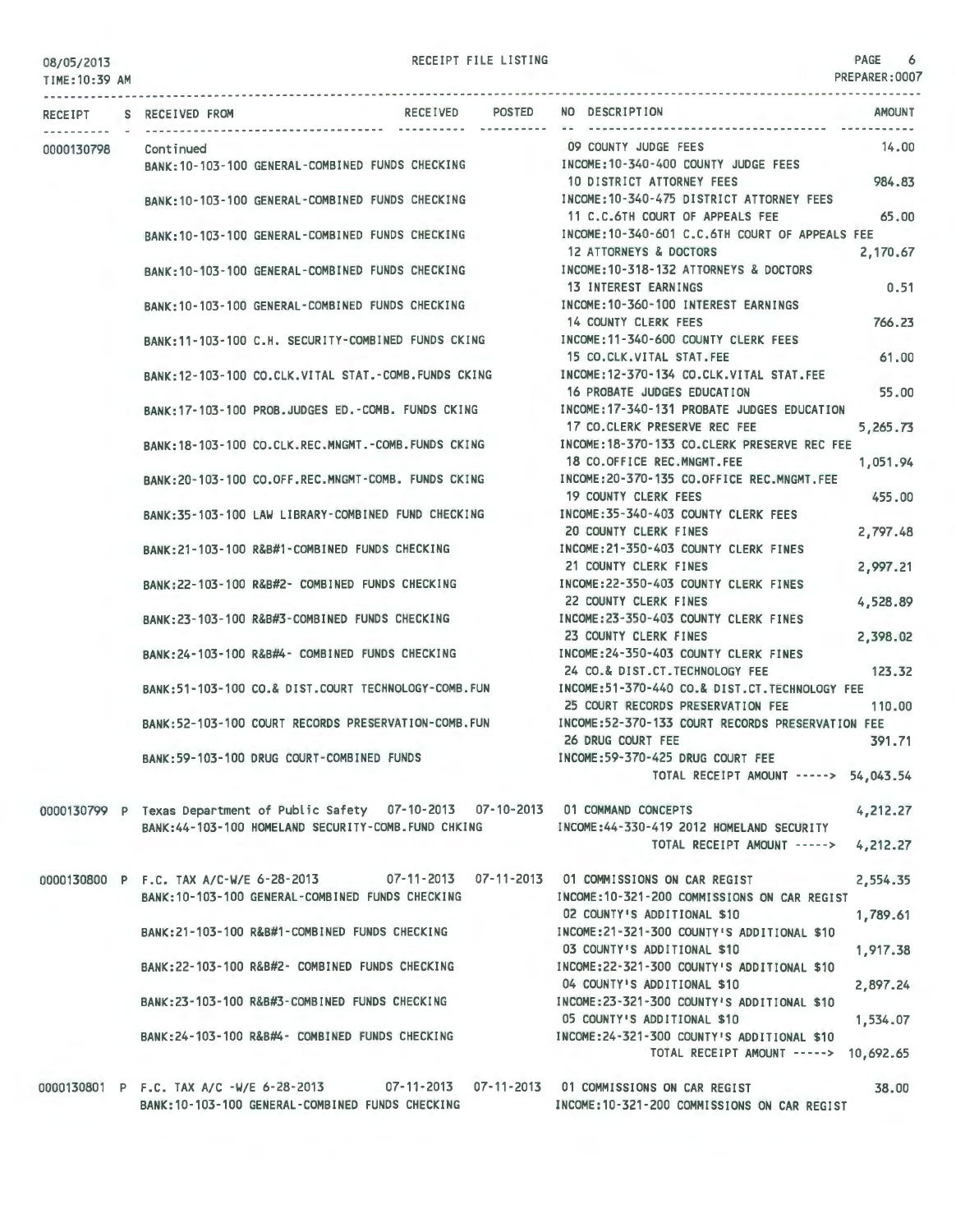RECEIPT FILE LISTING

08/05/2013
TIME:10:39 AM

PREPARER:0007

| RECEIPT | S | RECEIVED FROM | RECEIVED | POSTED | NO | DESCRIPTION | AMOUNT |
|---|---|---|---|---|---|---|---|
| 0000130798 | | Continued | | | 09 | COUNTY JUDGE FEES | 14.00 |
| | | BANK:10-103-100 GENERAL-COMBINED FUNDS CHECKING | | | | INCOME:10-340-400 COUNTY JUDGE FEES | |
| | | | | | 10 | DISTRICT ATTORNEY FEES | 984.83 |
| | | BANK:10-103-100 GENERAL-COMBINED FUNDS CHECKING | | | | INCOME:10-340-475 DISTRICT ATTORNEY FEES | |
| | | | | | 11 | C.C.6TH COURT OF APPEALS FEE | 65.00 |
| | | BANK:10-103-100 GENERAL-COMBINED FUNDS CHECKING | | | | INCOME:10-340-601 C.C.6TH COURT OF APPEALS FEE | |
| | | | | | 12 | ATTORNEYS & DOCTORS | 2,170.67 |
| | | BANK:10-103-100 GENERAL-COMBINED FUNDS CHECKING | | | | INCOME:10-318-132 ATTORNEYS & DOCTORS | |
| | | | | | 13 | INTEREST EARNINGS | 0.51 |
| | | BANK:10-103-100 GENERAL-COMBINED FUNDS CHECKING | | | | INCOME:10-360-100 INTEREST EARNINGS | |
| | | | | | 14 | COUNTY CLERK FEES | 766.23 |
| | | BANK:11-103-100 C.H. SECURITY-COMBINED FUNDS CKING | | | | INCOME:11-340-600 COUNTY CLERK FEES | |
| | | | | | 15 | CO.CLK.VITAL STAT.FEE | 61.00 |
| | | BANK:12-103-100 CO.CLK.VITAL STAT.-COMB.FUNDS CKING | | | | INCOME:12-370-134 CO.CLK.VITAL STAT.FEE | |
| | | | | | 16 | PROBATE JUDGES EDUCATION | 55.00 |
| | | BANK:17-103-100 PROB.JUDGES ED.-COMB. FUNDS CKING | | | | INCOME:17-340-131 PROBATE JUDGES EDUCATION | |
| | | | | | 17 | CO.CLERK PRESERVE REC FEE | 5,265.73 |
| | | BANK:18-103-100 CO.CLK.REC.MNGMT.-COMB.FUNDS CKING | | | | INCOME:18-370-133 CO.CLERK PRESERVE REC FEE | |
| | | | | | 18 | CO.OFFICE REC.MNGMT.FEE | 1,051.94 |
| | | BANK:20-103-100 CO.OFF.REC.MNGMT-COMB. FUNDS CKING | | | | INCOME:20-370-135 CO.OFFICE REC.MNGMT.FEE | |
| | | | | | 19 | COUNTY CLERK FEES | 455.00 |
| | | BANK:35-103-100 LAW LIBRARY-COMBINED FUND CHECKING | | | | INCOME:35-340-403 COUNTY CLERK FEES | |
| | | | | | 20 | COUNTY CLERK FINES | 2,797.48 |
| | | BANK:21-103-100 R&B#1-COMBINED FUNDS CHECKING | | | | INCOME:21-350-403 COUNTY CLERK FINES | |
| | | | | | 21 | COUNTY CLERK FINES | 2,997.21 |
| | | BANK:22-103-100 R&B#2- COMBINED FUNDS CHECKING | | | | INCOME:22-350-403 COUNTY CLERK FINES | |
| | | | | | 22 | COUNTY CLERK FINES | 4,528.89 |
| | | BANK:23-103-100 R&B#3-COMBINED FUNDS CHECKING | | | | INCOME:23-350-403 COUNTY CLERK FINES | |
| | | | | | 23 | COUNTY CLERK FINES | 2,398.02 |
| | | BANK:24-103-100 R&B#4- COMBINED FUNDS CHECKING | | | | INCOME:24-350-403 COUNTY CLERK FINES | |
| | | | | | 24 | CO.& DIST.CT.TECHNOLOGY FEE | 123.32 |
| | | BANK:51-103-100 CO.& DIST.COURT TECHNOLOGY-COMB.FUN | | | | INCOME:51-370-440 CO.& DIST.CT.TECHNOLOGY FEE | |
| | | | | | 25 | COURT RECORDS PRESERVATION FEE | 110.00 |
| | | BANK:52-103-100 COURT RECORDS PRESERVATION-COMB.FUN | | | | INCOME:52-370-133 COURT RECORDS PRESERVATION FEE | |
| | | | | | 26 | DRUG COURT FEE | 391.71 |
| | | BANK:59-103-100 DRUG COURT-COMBINED FUNDS | | | | INCOME:59-370-425 DRUG COURT FEE | |
| | | | | | | TOTAL RECEIPT AMOUNT -----> | 54,043.54 |
| 0000130799 | P | Texas Department of Public Safety | 07-10-2013 | 07-10-2013 | 01 | COMMAND CONCEPTS | 4,212.27 |
| | | BANK:44-103-100 HOMELAND SECURITY-COMB.FUND CHKING | | | | INCOME:44-330-419 2012 HOMELAND SECURITY | |
| | | | | | | TOTAL RECEIPT AMOUNT -----> | 4,212.27 |
| 0000130800 | P | F.C. TAX A/C-W/E 6-28-2013 | 07-11-2013 | 07-11-2013 | 01 | COMMISSIONS ON CAR REGIST | 2,554.35 |
| | | BANK:10-103-100 GENERAL-COMBINED FUNDS CHECKING | | | | INCOME:10-321-200 COMMISSIONS ON CAR REGIST | |
| | | | | | 02 | COUNTY'S ADDITIONAL $10 | 1,789.61 |
| | | BANK:21-103-100 R&B#1-COMBINED FUNDS CHECKING | | | | INCOME:21-321-300 COUNTY'S ADDITIONAL $10 | |
| | | | | | 03 | COUNTY'S ADDITIONAL $10 | 1,917.38 |
| | | BANK:22-103-100 R&B#2- COMBINED FUNDS CHECKING | | | | INCOME:22-321-300 COUNTY'S ADDITIONAL $10 | |
| | | | | | 04 | COUNTY'S ADDITIONAL $10 | 2,897.24 |
| | | BANK:23-103-100 R&B#3-COMBINED FUNDS CHECKING | | | | INCOME:23-321-300 COUNTY'S ADDITIONAL $10 | |
| | | | | | 05 | COUNTY'S ADDITIONAL $10 | 1,534.07 |
| | | BANK:24-103-100 R&B#4- COMBINED FUNDS CHECKING | | | | INCOME:24-321-300 COUNTY'S ADDITIONAL $10 | |
| | | | | | | TOTAL RECEIPT AMOUNT -----> | 10,692.65 |
| 0000130801 | P | F.C. TAX A/C -W/E 6-28-2013 | 07-11-2013 | 07-11-2013 | 01 | COMMISSIONS ON CAR REGIST | 38.00 |
| | | BANK:10-103-100 GENERAL-COMBINED FUNDS CHECKING | | | | INCOME:10-321-200 COMMISSIONS ON CAR REGIST | |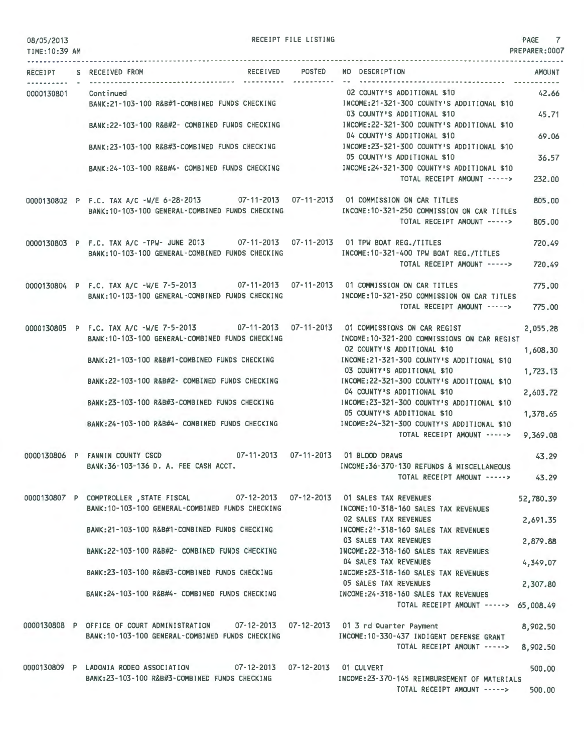RECEIPT FILE LISTING

08/05/2013
TIME:10:39 AM

PREPARER:0007

| RECEIPT | S | RECEIVED FROM | RECEIVED | POSTED | NO | DESCRIPTION | AMOUNT |
|---|---|---|---|---|---|---|---|
| 0000130801 | | Continued | | | 02 | COUNTY'S ADDITIONAL $10 | 42.66 |
| | | BANK:21-103-100 R&B#1-COMBINED FUNDS CHECKING | | | | INCOME:21-321-300 COUNTY'S ADDITIONAL $10 | |
| | | | | | 03 | COUNTY'S ADDITIONAL $10 | 45.71 |
| | | BANK:22-103-100 R&B#2- COMBINED FUNDS CHECKING | | | | INCOME:22-321-300 COUNTY'S ADDITIONAL $10 | |
| | | | | | 04 | COUNTY'S ADDITIONAL $10 | 69.06 |
| | | BANK:23-103-100 R&B#3-COMBINED FUNDS CHECKING | | | | INCOME:23-321-300 COUNTY'S ADDITIONAL $10 | |
| | | | | | 05 | COUNTY'S ADDITIONAL $10 | 36.57 |
| | | BANK:24-103-100 R&B#4- COMBINED FUNDS CHECKING | | | | INCOME:24-321-300 COUNTY'S ADDITIONAL $10 | |
| | | | | | | TOTAL RECEIPT AMOUNT -----> | 232.00 |
| 0000130802 | P | F.C. TAX A/C -W/E 6-28-2013 | 07-11-2013 | 07-11-2013 | 01 | COMMISSION ON CAR TITLES | 805.00 |
| | | BANK:10-103-100 GENERAL-COMBINED FUNDS CHECKING | | | | INCOME:10-321-250 COMMISSION ON CAR TITLES | |
| | | | | | | TOTAL RECEIPT AMOUNT -----> | 805.00 |
| 0000130803 | P | F.C. TAX A/C -TPW- JUNE 2013 | 07-11-2013 | 07-11-2013 | 01 | TPW BOAT REG./TITLES | 720.49 |
| | | BANK:10-103-100 GENERAL-COMBINED FUNDS CHECKING | | | | INCOME:10-321-400 TPW BOAT REG./TITLES | |
| | | | | | | TOTAL RECEIPT AMOUNT -----> | 720.49 |
| 0000130804 | P | F.C. TAX A/C -W/E 7-5-2013 | 07-11-2013 | 07-11-2013 | 01 | COMMISSION ON CAR TITLES | 775.00 |
| | | BANK:10-103-100 GENERAL-COMBINED FUNDS CHECKING | | | | INCOME:10-321-250 COMMISSION ON CAR TITLES | |
| | | | | | | TOTAL RECEIPT AMOUNT -----> | 775.00 |
| 0000130805 | P | F.C. TAX A/C -W/E 7-5-2013 | 07-11-2013 | 07-11-2013 | 01 | COMMISSIONS ON CAR REGIST | 2,055.28 |
| | | BANK:10-103-100 GENERAL-COMBINED FUNDS CHECKING | | | | INCOME:10-321-200 COMMISSIONS ON CAR REGIST | |
| | | | | | 02 | COUNTY'S ADDITIONAL $10 | 1,608.30 |
| | | BANK:21-103-100 R&B#1-COMBINED FUNDS CHECKING | | | | INCOME:21-321-300 COUNTY'S ADDITIONAL $10 | |
| | | | | | 03 | COUNTY'S ADDITIONAL $10 | 1,723.13 |
| | | BANK:22-103-100 R&B#2- COMBINED FUNDS CHECKING | | | | INCOME:22-321-300 COUNTY'S ADDITIONAL $10 | |
| | | | | | 04 | COUNTY'S ADDITIONAL $10 | 2,603.72 |
| | | BANK:23-103-100 R&B#3-COMBINED FUNDS CHECKING | | | | INCOME:23-321-300 COUNTY'S ADDITIONAL $10 | |
| | | | | | 05 | COUNTY'S ADDITIONAL $10 | 1,378.65 |
| | | BANK:24-103-100 R&B#4- COMBINED FUNDS CHECKING | | | | INCOME:24-321-300 COUNTY'S ADDITIONAL $10 | |
| | | | | | | TOTAL RECEIPT AMOUNT -----> | 9,369.08 |
| 0000130806 | P | FANNIN COUNTY CSCD | 07-11-2013 | 07-11-2013 | 01 | BLOOD DRAWS | 43.29 |
| | | BANK:36-103-136 D. A. FEE CASH ACCT. | | | | INCOME:36-370-130 REFUNDS & MISCELLANEOUS | |
| | | | | | | TOTAL RECEIPT AMOUNT -----> | 43.29 |
| 0000130807 | P | COMPTROLLER ,STATE FISCAL | 07-12-2013 | 07-12-2013 | 01 | SALES TAX REVENUES | 52,780.39 |
| | | BANK:10-103-100 GENERAL-COMBINED FUNDS CHECKING | | | | INCOME:10-318-160 SALES TAX REVENUES | |
| | | | | | 02 | SALES TAX REVENUES | 2,691.35 |
| | | BANK:21-103-100 R&B#1-COMBINED FUNDS CHECKING | | | | INCOME:21-318-160 SALES TAX REVENUES | |
| | | | | | 03 | SALES TAX REVENUES | 2,879.88 |
| | | BANK:22-103-100 R&B#2- COMBINED FUNDS CHECKING | | | | INCOME:22-318-160 SALES TAX REVENUES | |
| | | | | | 04 | SALES TAX REVENUES | 4,349.07 |
| | | BANK:23-103-100 R&B#3-COMBINED FUNDS CHECKING | | | | INCOME:23-318-160 SALES TAX REVENUES | |
| | | | | | 05 | SALES TAX REVENUES | 2,307.80 |
| | | BANK:24-103-100 R&B#4- COMBINED FUNDS CHECKING | | | | INCOME:24-318-160 SALES TAX REVENUES | |
| | | | | | | TOTAL RECEIPT AMOUNT -----> | 65,008.49 |
| 0000130808 | P | OFFICE OF COURT ADMINISTRATION | 07-12-2013 | 07-12-2013 | 01 | 3 rd Quarter Payment | 8,902.50 |
| | | BANK:10-103-100 GENERAL-COMBINED FUNDS CHECKING | | | | INCOME:10-330-437 INDIGENT DEFENSE GRANT | |
| | | | | | | TOTAL RECEIPT AMOUNT -----> | 8,902.50 |
| 0000130809 | P | LADONIA RODEO ASSOCIATION | 07-12-2013 | 07-12-2013 | 01 | CULVERT | 500.00 |
| | | BANK:23-103-100 R&B#3-COMBINED FUNDS CHECKING | | | | INCOME:23-370-145 REIMBURSEMENT OF MATERIALS | |
| | | | | | | TOTAL RECEIPT AMOUNT -----> | 500.00 |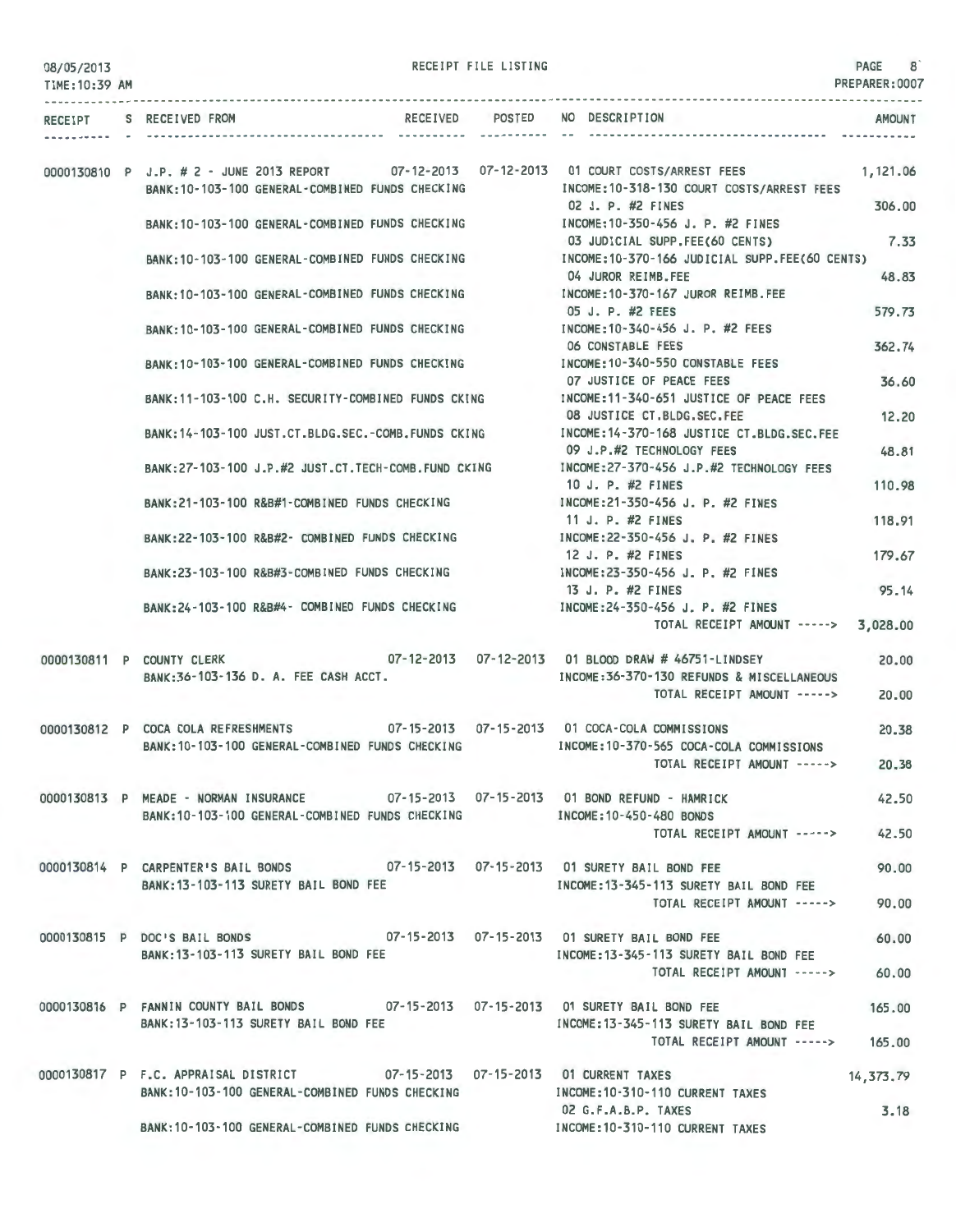RECEIPT FILE LISTING

08/05/2013
TIME:10:39 AM

PREPARER:0007

| RECEIPT | S | RECEIVED FROM | RECEIVED | POSTED | NO | DESCRIPTION | AMOUNT |
|---|---|---|---|---|---|---|---|
| 0000130810 | P | J.P. # 2 - JUNE 2013 REPORT | 07-12-2013 | 07-12-2013 | 01 | COURT COSTS/ARREST FEES | 1,121.06 |
| | | BANK:10-103-100 GENERAL-COMBINED FUNDS CHECKING | | | | INCOME:10-318-130 COURT COSTS/ARREST FEES | |
| | | | | | 02 | J. P. #2 FINES | 306.00 |
| | | BANK:10-103-100 GENERAL-COMBINED FUNDS CHECKING | | | | INCOME:10-350-456 J. P. #2 FINES | |
| | | | | | 03 | JUDICIAL SUPP.FEE(60 CENTS) | 7.33 |
| | | BANK:10-103-100 GENERAL-COMBINED FUNDS CHECKING | | | | INCOME:10-370-166 JUDICIAL SUPP.FEE(60 CENTS) | |
| | | | | | 04 | JUROR REIMB.FEE | 48.83 |
| | | BANK:10-103-100 GENERAL-COMBINED FUNDS CHECKING | | | | INCOME:10-370-167 JUROR REIMB.FEE | |
| | | | | | 05 | J. P. #2 FEES | 579.73 |
| | | BANK:10-103-100 GENERAL-COMBINED FUNDS CHECKING | | | | INCOME:10-340-456 J. P. #2 FEES | |
| | | | | | 06 | CONSTABLE FEES | 362.74 |
| | | BANK:10-103-100 GENERAL-COMBINED FUNDS CHECKING | | | | INCOME:10-340-550 CONSTABLE FEES | |
| | | | | | 07 | JUSTICE OF PEACE FEES | 36.60 |
| | | BANK:11-103-100 C.H. SECURITY-COMBINED FUNDS CKING | | | | INCOME:11-340-651 JUSTICE OF PEACE FEES | |
| | | | | | 08 | JUSTICE CT.BLDG.SEC.FEE | 12.20 |
| | | BANK:14-103-100 JUST.CT.BLDG.SEC.-COMB.FUNDS CKING | | | | INCOME:14-370-168 JUSTICE CT.BLDG.SEC.FEE | |
| | | | | | 09 | J.P.#2 TECHNOLOGY FEES | 48.81 |
| | | BANK:27-103-100 J.P.#2 JUST.CT.TECH-COMB.FUND CKING | | | | INCOME:27-370-456 J.P.#2 TECHNOLOGY FEES | |
| | | | | | 10 | J. P. #2 FINES | 110.98 |
| | | BANK:21-103-100 R&B#1-COMBINED FUNDS CHECKING | | | | INCOME:21-350-456 J. P. #2 FINES | |
| | | | | | 11 | J. P. #2 FINES | 118.91 |
| | | BANK:22-103-100 R&B#2- COMBINED FUNDS CHECKING | | | | INCOME:22-350-456 J. P. #2 FINES | |
| | | | | | 12 | J. P. #2 FINES | 179.67 |
| | | BANK:23-103-100 R&B#3-COMBINED FUNDS CHECKING | | | | INCOME:23-350-456 J. P. #2 FINES | |
| | | | | | 13 | J. P. #2 FINES | 95.14 |
| | | BANK:24-103-100 R&B#4- COMBINED FUNDS CHECKING | | | | INCOME:24-350-456 J. P. #2 FINES | |
| | | | | | | TOTAL RECEIPT AMOUNT -----> | 3,028.00 |
| 0000130811 | P | COUNTY CLERK | 07-12-2013 | 07-12-2013 | 01 | BLOOD DRAW # 46751-LINDSEY | 20.00 |
| | | BANK:36-103-136 D. A. FEE CASH ACCT. | | | | INCOME:36-370-130 REFUNDS & MISCELLANEOUS | |
| | | | | | | TOTAL RECEIPT AMOUNT -----> | 20.00 |
| 0000130812 | P | COCA COLA REFRESHMENTS | 07-15-2013 | 07-15-2013 | 01 | COCA-COLA COMMISSIONS | 20.38 |
| | | BANK:10-103-100 GENERAL-COMBINED FUNDS CHECKING | | | | INCOME:10-370-565 COCA-COLA COMMISSIONS | |
| | | | | | | TOTAL RECEIPT AMOUNT -----> | 20.38 |
| 0000130813 | P | MEADE - NORMAN INSURANCE | 07-15-2013 | 07-15-2013 | 01 | BOND REFUND - HAMRICK | 42.50 |
| | | BANK:10-103-100 GENERAL-COMBINED FUNDS CHECKING | | | | INCOME:10-450-480 BONDS | |
| | | | | | | TOTAL RECEIPT AMOUNT -----> | 42.50 |
| 0000130814 | P | CARPENTER'S BAIL BONDS | 07-15-2013 | 07-15-2013 | 01 | SURETY BAIL BOND FEE | 90.00 |
| | | BANK:13-103-113 SURETY BAIL BOND FEE | | | | INCOME:13-345-113 SURETY BAIL BOND FEE | |
| | | | | | | TOTAL RECEIPT AMOUNT -----> | 90.00 |
| 0000130815 | P | DOC'S BAIL BONDS | 07-15-2013 | 07-15-2013 | 01 | SURETY BAIL BOND FEE | 60.00 |
| | | BANK:13-103-113 SURETY BAIL BOND FEE | | | | INCOME:13-345-113 SURETY BAIL BOND FEE | |
| | | | | | | TOTAL RECEIPT AMOUNT -----> | 60.00 |
| 0000130816 | P | FANNIN COUNTY BAIL BONDS | 07-15-2013 | 07-15-2013 | 01 | SURETY BAIL BOND FEE | 165.00 |
| | | BANK:13-103-113 SURETY BAIL BOND FEE | | | | INCOME:13-345-113 SURETY BAIL BOND FEE | |
| | | | | | | TOTAL RECEIPT AMOUNT -----> | 165.00 |
| 0000130817 | P | F.C. APPRAISAL DISTRICT | 07-15-2013 | 07-15-2013 | 01 | CURRENT TAXES | 14,373.79 |
| | | BANK:10-103-100 GENERAL-COMBINED FUNDS CHECKING | | | | INCOME:10-310-110 CURRENT TAXES | |
| | | | | | 02 | G.F.A.B.P. TAXES | 3.18 |
| | | BANK:10-103-100 GENERAL-COMBINED FUNDS CHECKING | | | | INCOME:10-310-110 CURRENT TAXES | |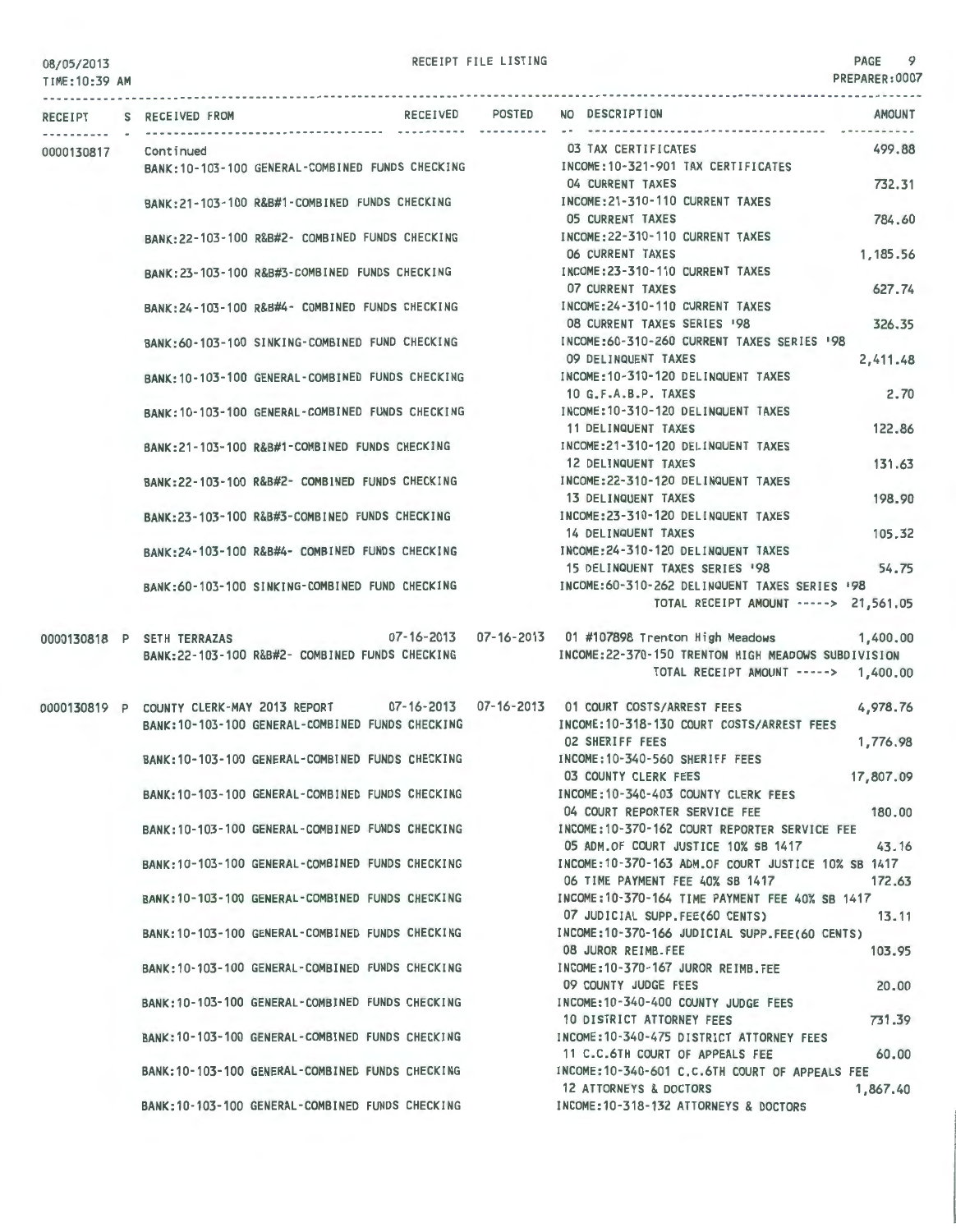RECEIPT FILE LISTING

| RECEIPT | S | RECEIVED FROM | RECEIVED | POSTED | NO DESCRIPTION | AMOUNT |
|---|---|---|---|---|---|---|
| 0000130817 | | Continued | | | 03 TAX CERTIFICATES | 499.88 |
| | | BANK:10-103-100 GENERAL-COMBINED FUNDS CHECKING | | | INCOME:10-321-901 TAX CERTIFICATES | |
| | | | | | 04 CURRENT TAXES | 732.31 |
| | | BANK:21-103-100 R&B#1-COMBINED FUNDS CHECKING | | | INCOME:21-310-110 CURRENT TAXES | |
| | | | | | 05 CURRENT TAXES | 784.60 |
| | | BANK:22-103-100 R&B#2- COMBINED FUNDS CHECKING | | | INCOME:22-310-110 CURRENT TAXES | |
| | | | | | 06 CURRENT TAXES | 1,185.56 |
| | | BANK:23-103-100 R&B#3-COMBINED FUNDS CHECKING | | | INCOME:23-310-110 CURRENT TAXES | |
| | | | | | 07 CURRENT TAXES | 627.74 |
| | | BANK:24-103-100 R&B#4- COMBINED FUNDS CHECKING | | | INCOME:24-310-110 CURRENT TAXES | |
| | | | | | 08 CURRENT TAXES SERIES '98 | 326.35 |
| | | BANK:60-103-100 SINKING-COMBINED FUND CHECKING | | | INCOME:60-310-260 CURRENT TAXES SERIES '98 | |
| | | | | | 09 DELINQUENT TAXES | 2,411.48 |
| | | BANK:10-103-100 GENERAL-COMBINED FUNDS CHECKING | | | INCOME:10-310-120 DELINQUENT TAXES | |
| | | | | | 10 G.F.A.B.P. TAXES | 2.70 |
| | | BANK:10-103-100 GENERAL-COMBINED FUNDS CHECKING | | | INCOME:10-310-120 DELINQUENT TAXES | |
| | | | | | 11 DELINQUENT TAXES | 122.86 |
| | | BANK:21-103-100 R&B#1-COMBINED FUNDS CHECKING | | | INCOME:21-310-120 DELINQUENT TAXES | |
| | | | | | 12 DELINQUENT TAXES | 131.63 |
| | | BANK:22-103-100 R&B#2- COMBINED FUNDS CHECKING | | | INCOME:22-310-120 DELINQUENT TAXES | |
| | | | | | 13 DELINQUENT TAXES | 198.90 |
| | | BANK:23-103-100 R&B#3-COMBINED FUNDS CHECKING | | | INCOME:23-310-120 DELINQUENT TAXES | |
| | | | | | 14 DELINQUENT TAXES | 105.32 |
| | | BANK:24-103-100 R&B#4- COMBINED FUNDS CHECKING | | | INCOME:24-310-120 DELINQUENT TAXES | |
| | | | | | 15 DELINQUENT TAXES SERIES '98 | 54.75 |
| | | BANK:60-103-100 SINKING-COMBINED FUND CHECKING | | | INCOME:60-310-262 DELINQUENT TAXES SERIES '98 | |
| | | | | | TOTAL RECEIPT AMOUNT -----> | 21,561.05 |
| 0000130818 | P | SETH TERRAZAS | 07-16-2013 | 07-16-2013 | 01 #107898 Trenton High Meadows | 1,400.00 |
| | | BANK:22-103-100 R&B#2- COMBINED FUNDS CHECKING | | | INCOME:22-370-150 TRENTON HIGH MEADOWS SUBDIVISION | |
| | | | | | TOTAL RECEIPT AMOUNT -----> | 1,400.00 |
| 0000130819 | P | COUNTY CLERK-MAY 2013 REPORT | 07-16-2013 | 07-16-2013 | 01 COURT COSTS/ARREST FEES | 4,978.76 |
| | | BANK:10-103-100 GENERAL-COMBINED FUNDS CHECKING | | | INCOME:10-318-130 COURT COSTS/ARREST FEES | |
| | | | | | 02 SHERIFF FEES | 1,776.98 |
| | | BANK:10-103-100 GENERAL-COMBINED FUNDS CHECKING | | | INCOME:10-340-560 SHERIFF FEES | |
| | | | | | 03 COUNTY CLERK FEES | 17,807.09 |
| | | BANK:10-103-100 GENERAL-COMBINED FUNDS CHECKING | | | INCOME:10-340-403 COUNTY CLERK FEES | |
| | | | | | 04 COURT REPORTER SERVICE FEE | 180.00 |
| | | BANK:10-103-100 GENERAL-COMBINED FUNDS CHECKING | | | INCOME:10-370-162 COURT REPORTER SERVICE FEE | |
| | | | | | 05 ADM.OF COURT JUSTICE 10% SB 1417 | 43.16 |
| | | BANK:10-103-100 GENERAL-COMBINED FUNDS CHECKING | | | INCOME:10-370-163 ADM.OF COURT JUSTICE 10% SB 1417 | |
| | | | | | 06 TIME PAYMENT FEE 40% SB 1417 | 172.63 |
| | | BANK:10-103-100 GENERAL-COMBINED FUNDS CHECKING | | | INCOME:10-370-164 TIME PAYMENT FEE 40% SB 1417 | |
| | | | | | 07 JUDICIAL SUPP.FEE(60 CENTS) | 13.11 |
| | | BANK:10-103-100 GENERAL-COMBINED FUNDS CHECKING | | | INCOME:10-370-166 JUDICIAL SUPP.FEE(60 CENTS) | |
| | | | | | 08 JUROR REIMB.FEE | 103.95 |
| | | BANK:10-103-100 GENERAL-COMBINED FUNDS CHECKING | | | INCOME:10-370-167 JUROR REIMB.FEE | |
| | | | | | 09 COUNTY JUDGE FEES | 20.00 |
| | | BANK:10-103-100 GENERAL-COMBINED FUNDS CHECKING | | | INCOME:10-340-400 COUNTY JUDGE FEES | |
| | | | | | 10 DISTRICT ATTORNEY FEES | 731.39 |
| | | BANK:10-103-100 GENERAL-COMBINED FUNDS CHECKING | | | INCOME:10-340-475 DISTRICT ATTORNEY FEES | |
| | | | | | 11 C.C.6TH COURT OF APPEALS FEE | 60.00 |
| | | BANK:10-103-100 GENERAL-COMBINED FUNDS CHECKING | | | INCOME:10-340-601 C.C.6TH COURT OF APPEALS FEE | |
| | | | | | 12 ATTORNEYS & DOCTORS | 1,867.40 |
| | | BANK:10-103-100 GENERAL-COMBINED FUNDS CHECKING | | | INCOME:10-318-132 ATTORNEYS & DOCTORS | |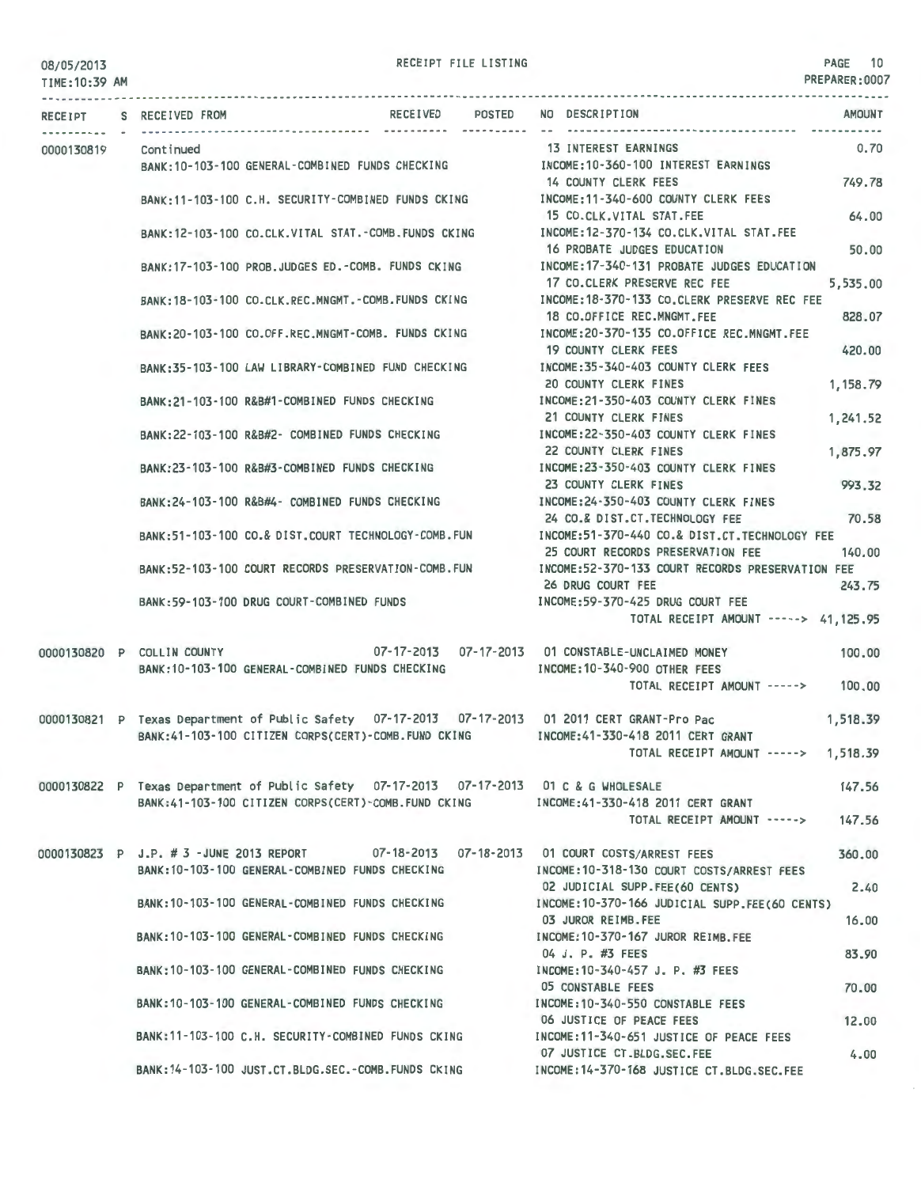08/05/2013
TIME:10:39 AM

RECEIPT FILE LISTING

PREPARER:0007

| RECEIPT | S | RECEIVED FROM | RECEIVED | POSTED | NO DESCRIPTION | AMOUNT |
|---|---|---|---|---|---|---|
| 0000130819 | | Continued | | | 13 INTEREST EARNINGS | 0.70 |
| | | BANK:10-103-100 GENERAL-COMBINED FUNDS CHECKING | | | INCOME:10-360-100 INTEREST EARNINGS | |
| | | | | | 14 COUNTY CLERK FEES | 749.78 |
| | | BANK:11-103-100 C.H. SECURITY-COMBINED FUNDS CKING | | | INCOME:11-340-600 COUNTY CLERK FEES | |
| | | | | | 15 CO.CLK.VITAL STAT.FEE | 64.00 |
| | | BANK:12-103-100 CO.CLK.VITAL STAT.-COMB.FUNDS CKING | | | INCOME:12-370-134 CO.CLK.VITAL STAT.FEE | |
| | | | | | 16 PROBATE JUDGES EDUCATION | 50.00 |
| | | BANK:17-103-100 PROB.JUDGES ED.-COMB. FUNDS CKING | | | INCOME:17-340-131 PROBATE JUDGES EDUCATION | |
| | | | | | 17 CO.CLERK PRESERVE REC FEE | 5,535.00 |
| | | BANK:18-103-100 CO.CLK.REC.MNGMT.-COMB.FUNDS CKING | | | INCOME:18-370-133 CO.CLERK PRESERVE REC FEE | |
| | | | | | 18 CO.OFFICE REC.MNGMT.FEE | 828.07 |
| | | BANK:20-103-100 CO.OFF.REC.MNGMT-COMB. FUNDS CKING | | | INCOME:20-370-135 CO.OFFICE REC.MNGMT.FEE | |
| | | | | | 19 COUNTY CLERK FEES | 420.00 |
| | | BANK:35-103-100 LAW LIBRARY-COMBINED FUND CHECKING | | | INCOME:35-340-403 COUNTY CLERK FEES | |
| | | | | | 20 COUNTY CLERK FINES | 1,158.79 |
| | | BANK:21-103-100 R&B#1-COMBINED FUNDS CHECKING | | | INCOME:21-350-403 COUNTY CLERK FINES | |
| | | | | | 21 COUNTY CLERK FINES | 1,241.52 |
| | | BANK:22-103-100 R&B#2- COMBINED FUNDS CHECKING | | | INCOME:22-350-403 COUNTY CLERK FINES | |
| | | | | | 22 COUNTY CLERK FINES | 1,875.97 |
| | | BANK:23-103-100 R&B#3-COMBINED FUNDS CHECKING | | | INCOME:23-350-403 COUNTY CLERK FINES | |
| | | | | | 23 COUNTY CLERK FINES | 993.32 |
| | | BANK:24-103-100 R&B#4- COMBINED FUNDS CHECKING | | | INCOME:24-350-403 COUNTY CLERK FINES | |
| | | | | | 24 CO.& DIST.CT.TECHNOLOGY FEE | 70.58 |
| | | BANK:51-103-100 CO.& DIST.COURT TECHNOLOGY-COMB.FUN | | | INCOME:51-370-440 CO.& DIST.CT.TECHNOLOGY FEE | |
| | | | | | 25 COURT RECORDS PRESERVATION FEE | 140.00 |
| | | BANK:52-103-100 COURT RECORDS PRESERVATION-COMB.FUN | | | INCOME:52-370-133 COURT RECORDS PRESERVATION FEE | |
| | | | | | 26 DRUG COURT FEE | 243.75 |
| | | BANK:59-103-100 DRUG COURT-COMBINED FUNDS | | | INCOME:59-370-425 DRUG COURT FEE | |
| | | | | | TOTAL RECEIPT AMOUNT -----> | 41,125.95 |
| 0000130820 | P | COLLIN COUNTY | 07-17-2013 | 07-17-2013 | 01 CONSTABLE-UNCLAIMED MONEY | 100.00 |
| | | BANK:10-103-100 GENERAL-COMBINED FUNDS CHECKING | | | INCOME:10-340-900 OTHER FEES | |
| | | | | | TOTAL RECEIPT AMOUNT -----> | 100.00 |
| 0000130821 | P | Texas Department of Public Safety | 07-17-2013 | 07-17-2013 | 01 2011 CERT GRANT-Pro Pac | 1,518.39 |
| | | BANK:41-103-100 CITIZEN CORPS(CERT)-COMB.FUND CKING | | | INCOME:41-330-418 2011 CERT GRANT | |
| | | | | | TOTAL RECEIPT AMOUNT -----> | 1,518.39 |
| 0000130822 | P | Texas Department of Public Safety | 07-17-2013 | 07-17-2013 | 01 C & G WHOLESALE | 147.56 |
| | | BANK:41-103-100 CITIZEN CORPS(CERT)-COMB.FUND CKING | | | INCOME:41-330-418 2011 CERT GRANT | |
| | | | | | TOTAL RECEIPT AMOUNT -----> | 147.56 |
| 0000130823 | P | J.P. # 3 -JUNE 2013 REPORT | 07-18-2013 | 07-18-2013 | 01 COURT COSTS/ARREST FEES | 360.00 |
| | | BANK:10-103-100 GENERAL-COMBINED FUNDS CHECKING | | | INCOME:10-318-130 COURT COSTS/ARREST FEES | |
| | | | | | 02 JUDICIAL SUPP.FEE(60 CENTS) | 2.40 |
| | | BANK:10-103-100 GENERAL-COMBINED FUNDS CHECKING | | | INCOME:10-370-166 JUDICIAL SUPP.FEE(60 CENTS) | |
| | | | | | 03 JUROR REIMB.FEE | 16.00 |
| | | BANK:10-103-100 GENERAL-COMBINED FUNDS CHECKING | | | INCOME:10-370-167 JUROR REIMB.FEE | |
| | | | | | 04 J. P. #3 FEES | 83.90 |
| | | BANK:10-103-100 GENERAL-COMBINED FUNDS CHECKING | | | INCOME:10-340-457 J. P. #3 FEES | |
| | | | | | 05 CONSTABLE FEES | 70.00 |
| | | BANK:10-103-100 GENERAL-COMBINED FUNDS CHECKING | | | INCOME:10-340-550 CONSTABLE FEES | |
| | | | | | 06 JUSTICE OF PEACE FEES | 12.00 |
| | | BANK:11-103-100 C.H. SECURITY-COMBINED FUNDS CKING | | | INCOME:11-340-651 JUSTICE OF PEACE FEES | |
| | | | | | 07 JUSTICE CT.BLDG.SEC.FEE | 4.00 |
| | | BANK:14-103-100 JUST.CT.BLDG.SEC.-COMB.FUNDS CKING | | | INCOME:14-370-168 JUSTICE CT.BLDG.SEC.FEE | |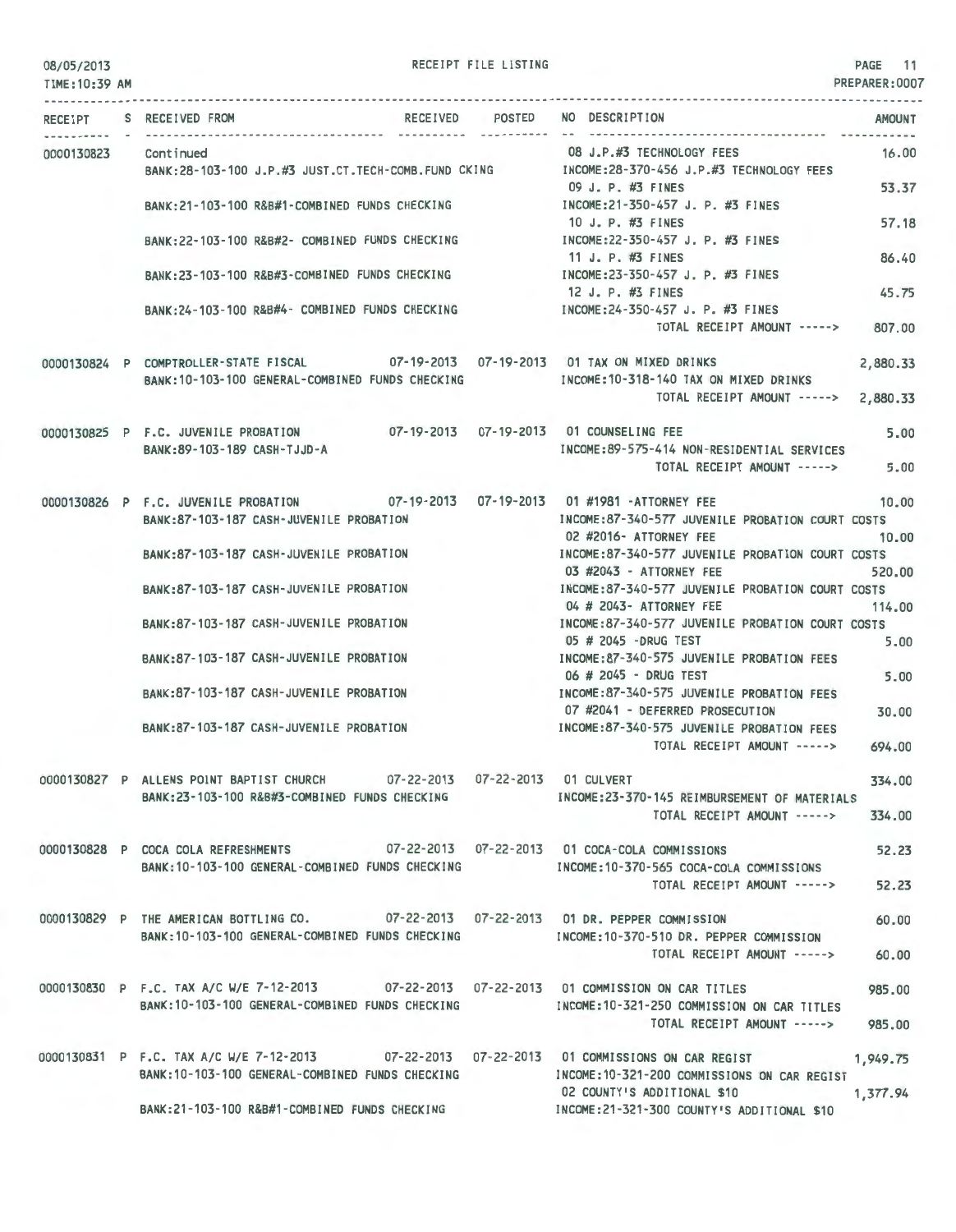RECEIPT FILE LISTING

| RECEIPT | S | RECEIVED FROM | RECEIVED | POSTED | NO DESCRIPTION | AMOUNT |
|---|---|---|---|---|---|---|
| 0000130823 | | Continued | | | 08 J.P.#3 TECHNOLOGY FEES | 16.00 |
| | | BANK:28-103-100 J.P.#3 JUST.CT.TECH-COMB.FUND CKING | | | INCOME:28-370-456 J.P.#3 TECHNOLOGY FEES | |
| | | | | | 09 J. P. #3 FINES | 53.37 |
| | | BANK:21-103-100 R&B#1-COMBINED FUNDS CHECKING | | | INCOME:21-350-457 J. P. #3 FINES | |
| | | | | | 10 J. P. #3 FINES | 57.18 |
| | | BANK:22-103-100 R&B#2- COMBINED FUNDS CHECKING | | | INCOME:22-350-457 J. P. #3 FINES | |
| | | | | | 11 J. P. #3 FINES | 86.40 |
| | | BANK:23-103-100 R&B#3-COMBINED FUNDS CHECKING | | | INCOME:23-350-457 J. P. #3 FINES | |
| | | | | | 12 J. P. #3 FINES | 45.75 |
| | | BANK:24-103-100 R&B#4- COMBINED FUNDS CHECKING | | | INCOME:24-350-457 J. P. #3 FINES | |
| | | | | | TOTAL RECEIPT AMOUNT -----> | 807.00 |
| 0000130824 | P | COMPTROLLER-STATE FISCAL | 07-19-2013 | 07-19-2013 | 01 TAX ON MIXED DRINKS | 2,880.33 |
| | | BANK:10-103-100 GENERAL-COMBINED FUNDS CHECKING | | | INCOME:10-318-140 TAX ON MIXED DRINKS | |
| | | | | | TOTAL RECEIPT AMOUNT -----> | 2,880.33 |
| 0000130825 | P | F.C. JUVENILE PROBATION | 07-19-2013 | 07-19-2013 | 01 COUNSELING FEE | 5.00 |
| | | BANK:89-103-189 CASH-TJJD-A | | | INCOME:89-575-414 NON-RESIDENTIAL SERVICES | |
| | | | | | TOTAL RECEIPT AMOUNT -----> | 5.00 |
| 0000130826 | P | F.C. JUVENILE PROBATION | 07-19-2013 | 07-19-2013 | 01 #1981 -ATTORNEY FEE | 10.00 |
| | | BANK:87-103-187 CASH-JUVENILE PROBATION | | | INCOME:87-340-577 JUVENILE PROBATION COURT COSTS | |
| | | | | | 02 #2016- ATTORNEY FEE | 10.00 |
| | | BANK:87-103-187 CASH-JUVENILE PROBATION | | | INCOME:87-340-577 JUVENILE PROBATION COURT COSTS | |
| | | | | | 03 #2043 - ATTORNEY FEE | 520.00 |
| | | BANK:87-103-187 CASH-JUVENILE PROBATION | | | INCOME:87-340-577 JUVENILE PROBATION COURT COSTS | |
| | | | | | 04 # 2043- ATTORNEY FEE | 114.00 |
| | | BANK:87-103-187 CASH-JUVENILE PROBATION | | | INCOME:87-340-577 JUVENILE PROBATION COURT COSTS | |
| | | | | | 05 # 2045 -DRUG TEST | 5.00 |
| | | BANK:87-103-187 CASH-JUVENILE PROBATION | | | INCOME:87-340-575 JUVENILE PROBATION FEES | |
| | | | | | 06 # 2045 - DRUG TEST | 5.00 |
| | | BANK:87-103-187 CASH-JUVENILE PROBATION | | | INCOME:87-340-575 JUVENILE PROBATION FEES | |
| | | | | | 07 #2041 - DEFERRED PROSECUTION | 30.00 |
| | | BANK:87-103-187 CASH-JUVENILE PROBATION | | | INCOME:87-340-575 JUVENILE PROBATION FEES | |
| | | | | | TOTAL RECEIPT AMOUNT -----> | 694.00 |
| 0000130827 | P | ALLENS POINT BAPTIST CHURCH | 07-22-2013 | 07-22-2013 | 01 CULVERT | 334.00 |
| | | BANK:23-103-100 R&B#3-COMBINED FUNDS CHECKING | | | INCOME:23-370-145 REIMBURSEMENT OF MATERIALS | |
| | | | | | TOTAL RECEIPT AMOUNT -----> | 334.00 |
| 0000130828 | P | COCA COLA REFRESHMENTS | 07-22-2013 | 07-22-2013 | 01 COCA-COLA COMMISSIONS | 52.23 |
| | | BANK:10-103-100 GENERAL-COMBINED FUNDS CHECKING | | | INCOME:10-370-565 COCA-COLA COMMISSIONS | |
| | | | | | TOTAL RECEIPT AMOUNT -----> | 52.23 |
| 0000130829 | P | THE AMERICAN BOTTLING CO. | 07-22-2013 | 07-22-2013 | 01 DR. PEPPER COMMISSION | 60.00 |
| | | BANK:10-103-100 GENERAL-COMBINED FUNDS CHECKING | | | INCOME:10-370-510 DR. PEPPER COMMISSION | |
| | | | | | TOTAL RECEIPT AMOUNT -----> | 60.00 |
| 0000130830 | P | F.C. TAX A/C W/E 7-12-2013 | 07-22-2013 | 07-22-2013 | 01 COMMISSION ON CAR TITLES | 985.00 |
| | | BANK:10-103-100 GENERAL-COMBINED FUNDS CHECKING | | | INCOME:10-321-250 COMMISSION ON CAR TITLES | |
| | | | | | TOTAL RECEIPT AMOUNT -----> | 985.00 |
| 0000130831 | P | F.C. TAX A/C W/E 7-12-2013 | 07-22-2013 | 07-22-2013 | 01 COMMISSIONS ON CAR REGIST | 1,949.75 |
| | | BANK:10-103-100 GENERAL-COMBINED FUNDS CHECKING | | | INCOME:10-321-200 COMMISSIONS ON CAR REGIST | |
| | | | | | 02 COUNTY'S ADDITIONAL $10 | 1,377.94 |
| | | BANK:21-103-100 R&B#1-COMBINED FUNDS CHECKING | | | INCOME:21-321-300 COUNTY'S ADDITIONAL $10 | |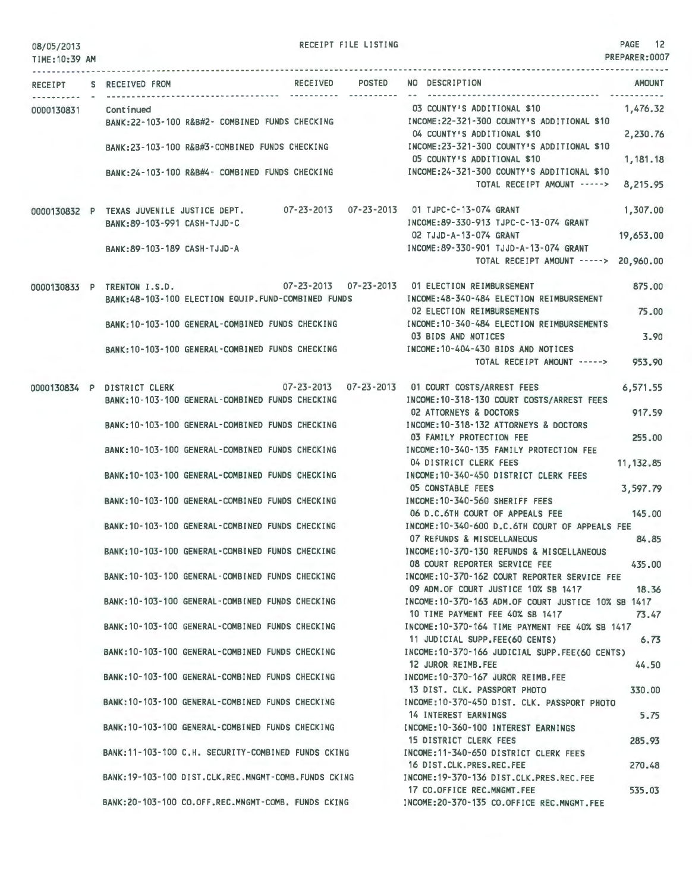RECEIPT FILE LISTING

08/05/2013
TIME:10:39 AM

PREPARER:0007

| RECEIPT | S | RECEIVED FROM | RECEIVED | POSTED | NO | DESCRIPTION | AMOUNT |
|---|---|---|---|---|---|---|---|
| 0000130831 | | Continued | | | 03 | COUNTY'S ADDITIONAL $10 | 1,476.32 |
| | | BANK:22-103-100 R&B#2- COMBINED FUNDS CHECKING | | | | INCOME:22-321-300 COUNTY'S ADDITIONAL $10 | |
| | | | | | 04 | COUNTY'S ADDITIONAL $10 | 2,230.76 |
| | | BANK:23-103-100 R&B#3-COMBINED FUNDS CHECKING | | | | INCOME:23-321-300 COUNTY'S ADDITIONAL $10 | |
| | | | | | 05 | COUNTY'S ADDITIONAL $10 | 1,181.18 |
| | | BANK:24-103-100 R&B#4- COMBINED FUNDS CHECKING | | | | INCOME:24-321-300 COUNTY'S ADDITIONAL $10 | |
| | | | | | | TOTAL RECEIPT AMOUNT -----> | 8,215.95 |
| 0000130832 | P | TEXAS JUVENILE JUSTICE DEPT. | 07-23-2013 | 07-23-2013 | 01 | TJPC-C-13-074 GRANT | 1,307.00 |
| | | BANK:89-103-991 CASH-TJJD-C | | | | INCOME:89-330-913 TJPC-C-13-074 GRANT | |
| | | | | | 02 | TJJD-A-13-074 GRANT | 19,653.00 |
| | | BANK:89-103-189 CASH-TJJD-A | | | | INCOME:89-330-901 TJJD-A-13-074 GRANT | |
| | | | | | | TOTAL RECEIPT AMOUNT -----> | 20,960.00 |
| 0000130833 | P | TRENTON I.S.D. | 07-23-2013 | 07-23-2013 | 01 | ELECTION REIMBURSEMENT | 875.00 |
| | | BANK:48-103-100 ELECTION EQUIP.FUND-COMBINED FUNDS | | | | INCOME:48-340-484 ELECTION REIMBURSEMENT | |
| | | | | | 02 | ELECTION REIMBURSEMENTS | 75.00 |
| | | BANK:10-103-100 GENERAL-COMBINED FUNDS CHECKING | | | | INCOME:10-340-484 ELECTION REIMBURSEMENTS | |
| | | | | | 03 | BIDS AND NOTICES | 3.90 |
| | | BANK:10-103-100 GENERAL-COMBINED FUNDS CHECKING | | | | INCOME:10-404-430 BIDS AND NOTICES | |
| | | | | | | TOTAL RECEIPT AMOUNT -----> | 953.90 |
| 0000130834 | P | DISTRICT CLERK | 07-23-2013 | 07-23-2013 | 01 | COURT COSTS/ARREST FEES | 6,571.55 |
| | | BANK:10-103-100 GENERAL-COMBINED FUNDS CHECKING | | | | INCOME:10-318-130 COURT COSTS/ARREST FEES | |
| | | | | | 02 | ATTORNEYS & DOCTORS | 917.59 |
| | | BANK:10-103-100 GENERAL-COMBINED FUNDS CHECKING | | | | INCOME:10-318-132 ATTORNEYS & DOCTORS | |
| | | | | | 03 | FAMILY PROTECTION FEE | 255.00 |
| | | BANK:10-103-100 GENERAL-COMBINED FUNDS CHECKING | | | | INCOME:10-340-135 FAMILY PROTECTION FEE | |
| | | | | | 04 | DISTRICT CLERK FEES | 11,132.85 |
| | | BANK:10-103-100 GENERAL-COMBINED FUNDS CHECKING | | | | INCOME:10-340-450 DISTRICT CLERK FEES | |
| | | | | | 05 | CONSTABLE FEES | 3,597.79 |
| | | BANK:10-103-100 GENERAL-COMBINED FUNDS CHECKING | | | | INCOME:10-340-560 SHERIFF FEES | |
| | | | | | 06 | D.C.6TH COURT OF APPEALS FEE | 145.00 |
| | | BANK:10-103-100 GENERAL-COMBINED FUNDS CHECKING | | | | INCOME:10-340-600 D.C.6TH COURT OF APPEALS FEE | |
| | | | | | 07 | REFUNDS & MISCELLANEOUS | 84.85 |
| | | BANK:10-103-100 GENERAL-COMBINED FUNDS CHECKING | | | | INCOME:10-370-130 REFUNDS & MISCELLANEOUS | |
| | | | | | 08 | COURT REPORTER SERVICE FEE | 435.00 |
| | | BANK:10-103-100 GENERAL-COMBINED FUNDS CHECKING | | | | INCOME:10-370-162 COURT REPORTER SERVICE FEE | |
| | | | | | 09 | ADM.OF COURT JUSTICE 10% SB 1417 | 18.36 |
| | | BANK:10-103-100 GENERAL-COMBINED FUNDS CHECKING | | | | INCOME:10-370-163 ADM.OF COURT JUSTICE 10% SB 1417 | |
| | | | | | 10 | TIME PAYMENT FEE 40% SB 1417 | 73.47 |
| | | BANK:10-103-100 GENERAL-COMBINED FUNDS CHECKING | | | | INCOME:10-370-164 TIME PAYMENT FEE 40% SB 1417 | |
| | | | | | 11 | JUDICIAL SUPP.FEE(60 CENTS) | 6.73 |
| | | BANK:10-103-100 GENERAL-COMBINED FUNDS CHECKING | | | | INCOME:10-370-166 JUDICIAL SUPP.FEE(60 CENTS) | |
| | | | | | 12 | JUROR REIMB.FEE | 44.50 |
| | | BANK:10-103-100 GENERAL-COMBINED FUNDS CHECKING | | | | INCOME:10-370-167 JUROR REIMB.FEE | |
| | | | | | 13 | DIST. CLK. PASSPORT PHOTO | 330.00 |
| | | BANK:10-103-100 GENERAL-COMBINED FUNDS CHECKING | | | | INCOME:10-370-450 DIST. CLK. PASSPORT PHOTO | |
| | | | | | 14 | INTEREST EARNINGS | 5.75 |
| | | BANK:10-103-100 GENERAL-COMBINED FUNDS CHECKING | | | | INCOME:10-360-100 INTEREST EARNINGS | |
| | | | | | 15 | DISTRICT CLERK FEES | 285.93 |
| | | BANK:11-103-100 C.H. SECURITY-COMBINED FUNDS CKING | | | | INCOME:11-340-650 DISTRICT CLERK FEES | |
| | | | | | 16 | DIST.CLK.PRES.REC.FEE | 270.48 |
| | | BANK:19-103-100 DIST.CLK.REC.MNGMT-COMB.FUNDS CKING | | | | INCOME:19-370-136 DIST.CLK.PRES.REC.FEE | |
| | | | | | 17 | CO.OFFICE REC.MNGMT.FEE | 535.03 |
| | | BANK:20-103-100 CO.OFF.REC.MNGMT-COMB. FUNDS CKING | | | | INCOME:20-370-135 CO.OFFICE REC.MNGMT.FEE | |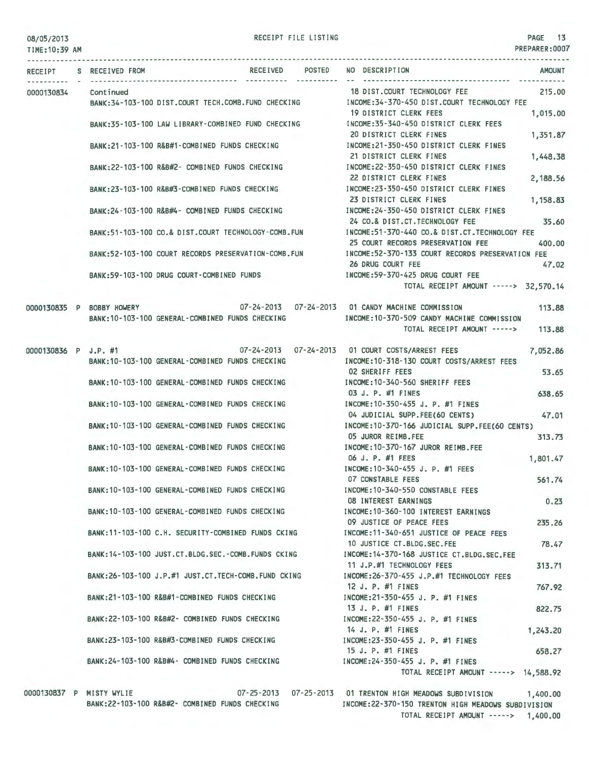RECEIPT FILE LISTING

08/05/2013
TIME:10:39 AM

PREPARER:0007

| RECEIPT | S | RECEIVED FROM | RECEIVED | POSTED | NO | DESCRIPTION | AMOUNT |
|---|---|---|---|---|---|---|---|
| 0000130834 | | Continued | | | 18 | DIST.COURT TECHNOLOGY FEE | 215.00 |
| | | BANK:34-103-100 DIST.COURT TECH.COMB.FUND CHECKING | | | | INCOME:34-370-450 DIST.COURT TECHNOLOGY FEE | |
| | | | | | 19 | DISTRICT CLERK FEES | 1,015.00 |
| | | BANK:35-103-100 LAW LIBRARY-COMBINED FUND CHECKING | | | | INCOME:35-340-450 DISTRICT CLERK FEES | |
| | | | | | 20 | DISTRICT CLERK FINES | 1,351.87 |
| | | BANK:21-103-100 R&B#1-COMBINED FUNDS CHECKING | | | | INCOME:21-350-450 DISTRICT CLERK FINES | |
| | | | | | 21 | DISTRICT CLERK FINES | 1,448.38 |
| | | BANK:22-103-100 R&B#2- COMBINED FUNDS CHECKING | | | | INCOME:22-350-450 DISTRICT CLERK FINES | |
| | | | | | 22 | DISTRICT CLERK FINES | 2,188.56 |
| | | BANK:23-103-100 R&B#3-COMBINED FUNDS CHECKING | | | | INCOME:23-350-450 DISTRICT CLERK FINES | |
| | | | | | 23 | DISTRICT CLERK FINES | 1,158.83 |
| | | BANK:24-103-100 R&B#4- COMBINED FUNDS CHECKING | | | | INCOME:24-350-450 DISTRICT CLERK FINES | |
| | | | | | 24 | CO.& DIST.CT.TECHNOLOGY FEE | 35.60 |
| | | BANK:51-103-100 CO.& DIST.COURT TECHNOLOGY-COMB.FUN | | | | INCOME:51-370-440 CO.& DIST.CT.TECHNOLOGY FEE | |
| | | | | | 25 | COURT RECORDS PRESERVATION FEE | 400.00 |
| | | BANK:52-103-100 COURT RECORDS PRESERVATION-COMB.FUN | | | | INCOME:52-370-133 COURT RECORDS PRESERVATION FEE | |
| | | | | | 26 | DRUG COURT FEE | 47.02 |
| | | BANK:59-103-100 DRUG COURT-COMBINED FUNDS | | | | INCOME:59-370-425 DRUG COURT FEE | |
| | | | | | | TOTAL RECEIPT AMOUNT -----> | 32,570.14 |
| 0000130835 | P | BOBBY HOWERY | 07-24-2013 | 07-24-2013 | 01 | CANDY MACHINE COMMISSION | 113.88 |
| | | BANK:10-103-100 GENERAL-COMBINED FUNDS CHECKING | | | | INCOME:10-370-509 CANDY MACHINE COMMISSION | |
| | | | | | | TOTAL RECEIPT AMOUNT -----> | 113.88 |
| 0000130836 | P | J.P. #1 | 07-24-2013 | 07-24-2013 | 01 | COURT COSTS/ARREST FEES | 7,052.86 |
| | | BANK:10-103-100 GENERAL-COMBINED FUNDS CHECKING | | | | INCOME:10-318-130 COURT COSTS/ARREST FEES | |
| | | | | | 02 | SHERIFF FEES | 53.65 |
| | | BANK:10-103-100 GENERAL-COMBINED FUNDS CHECKING | | | | INCOME:10-340-560 SHERIFF FEES | |
| | | | | | 03 | J. P. #1 FINES | 638.65 |
| | | BANK:10-103-100 GENERAL-COMBINED FUNDS CHECKING | | | | INCOME:10-350-455 J. P. #1 FINES | |
| | | | | | 04 | JUDICIAL SUPP.FEE(60 CENTS) | 47.01 |
| | | BANK:10-103-100 GENERAL-COMBINED FUNDS CHECKING | | | | INCOME:10-370-166 JUDICIAL SUPP.FEE(60 CENTS) | |
| | | | | | 05 | JUROR REIMB.FEE | 313.73 |
| | | BANK:10-103-100 GENERAL-COMBINED FUNDS CHECKING | | | | INCOME:10-370-167 JUROR REIMB.FEE | |
| | | | | | 06 | J. P. #1 FEES | 1,801.47 |
| | | BANK:10-103-100 GENERAL-COMBINED FUNDS CHECKING | | | | INCOME:10-340-455 J. P. #1 FEES | |
| | | | | | 07 | CONSTABLE FEES | 561.74 |
| | | BANK:10-103-100 GENERAL-COMBINED FUNDS CHECKING | | | | INCOME:10-340-550 CONSTABLE FEES | |
| | | | | | 08 | INTEREST EARNINGS | 0.23 |
| | | BANK:10-103-100 GENERAL-COMBINED FUNDS CHECKING | | | | INCOME:10-360-100 INTEREST EARNINGS | |
| | | | | | 09 | JUSTICE OF PEACE FEES | 235.26 |
| | | BANK:11-103-100 C.H. SECURITY-COMBINED FUNDS CKING | | | | INCOME:11-340-651 JUSTICE OF PEACE FEES | |
| | | | | | 10 | JUSTICE CT.BLDG.SEC.FEE | 78.47 |
| | | BANK:14-103-100 JUST.CT.BLDG.SEC.-COMB.FUNDS CKING | | | | INCOME:14-370-168 JUSTICE CT.BLDG.SEC.FEE | |
| | | | | | 11 | J.P.#1 TECHNOLOGY FEES | 313.71 |
| | | BANK:26-103-100 J.P.#1 JUST.CT.TECH-COMB.FUND CKING | | | | INCOME:26-370-455 J.P.#1 TECHNOLOGY FEES | |
| | | | | | 12 | J. P. #1 FINES | 767.92 |
| | | BANK:21-103-100 R&B#1-COMBINED FUNDS CHECKING | | | | INCOME:21-350-455 J. P. #1 FINES | |
| | | | | | 13 | J. P. #1 FINES | 822.75 |
| | | BANK:22-103-100 R&B#2- COMBINED FUNDS CHECKING | | | | INCOME:22-350-455 J. P. #1 FINES | |
| | | | | | 14 | J. P. #1 FINES | 1,243.20 |
| | | BANK:23-103-100 R&B#3-COMBINED FUNDS CHECKING | | | | INCOME:23-350-455 J. P. #1 FINES | |
| | | | | | 15 | J. P. #1 FINES | 658.27 |
| | | BANK:24-103-100 R&B#4- COMBINED FUNDS CHECKING | | | | INCOME:24-350-455 J. P. #1 FINES | |
| | | | | | | TOTAL RECEIPT AMOUNT -----> | 14,588.92 |
| 0000130837 | P | MISTY WYLIE | 07-25-2013 | 07-25-2013 | 01 | TRENTON HIGH MEADOWS SUBDIVISION | 1,400.00 |
| | | BANK:22-103-100 R&B#2- COMBINED FUNDS CHECKING | | | | INCOME:22-370-150 TRENTON HIGH MEADOWS SUBDIVISION | |
| | | | | | | TOTAL RECEIPT AMOUNT -----> | 1,400.00 |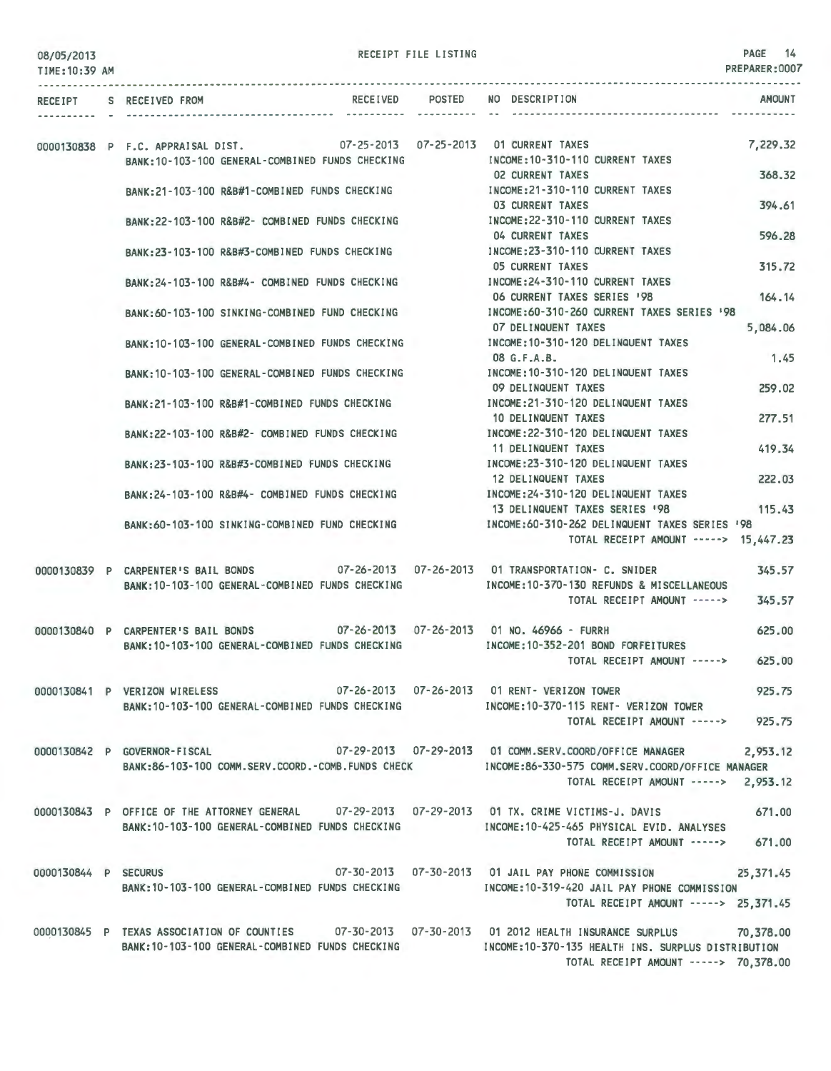RECEIPT FILE LISTING

| RECEIPT | S | RECEIVED FROM | RECEIVED | POSTED | NO | DESCRIPTION | AMOUNT |
|---|---|---|---|---|---|---|---|
| 0000130838 | P | F.C. APPRAISAL DIST. | 07-25-2013 | 07-25-2013 | 01 | CURRENT TAXES | 7,229.32 |
| | | BANK:10-103-100 GENERAL-COMBINED FUNDS CHECKING | | | | INCOME:10-310-110 CURRENT TAXES | |
| | | | | | 02 | CURRENT TAXES | 368.32 |
| | | BANK:21-103-100 R&B#1-COMBINED FUNDS CHECKING | | | | INCOME:21-310-110 CURRENT TAXES | |
| | | | | | 03 | CURRENT TAXES | 394.61 |
| | | BANK:22-103-100 R&B#2- COMBINED FUNDS CHECKING | | | | INCOME:22-310-110 CURRENT TAXES | |
| | | | | | 04 | CURRENT TAXES | 596.28 |
| | | BANK:23-103-100 R&B#3-COMBINED FUNDS CHECKING | | | | INCOME:23-310-110 CURRENT TAXES | |
| | | | | | 05 | CURRENT TAXES | 315.72 |
| | | BANK:24-103-100 R&B#4- COMBINED FUNDS CHECKING | | | | INCOME:24-310-110 CURRENT TAXES | |
| | | | | | 06 | CURRENT TAXES SERIES '98 | 164.14 |
| | | BANK:60-103-100 SINKING-COMBINED FUND CHECKING | | | | INCOME:60-310-260 CURRENT TAXES SERIES '98 | |
| | | | | | 07 | DELINQUENT TAXES | 5,084.06 |
| | | BANK:10-103-100 GENERAL-COMBINED FUNDS CHECKING | | | | INCOME:10-310-120 DELINQUENT TAXES | |
| | | | | | 08 | G.F.A.B. | 1.45 |
| | | BANK:10-103-100 GENERAL-COMBINED FUNDS CHECKING | | | | INCOME:10-310-120 DELINQUENT TAXES | |
| | | | | | 09 | DELINQUENT TAXES | 259.02 |
| | | BANK:21-103-100 R&B#1-COMBINED FUNDS CHECKING | | | | INCOME:21-310-120 DELINQUENT TAXES | |
| | | | | | 10 | DELINQUENT TAXES | 277.51 |
| | | BANK:22-103-100 R&B#2- COMBINED FUNDS CHECKING | | | | INCOME:22-310-120 DELINQUENT TAXES | |
| | | | | | 11 | DELINQUENT TAXES | 419.34 |
| | | BANK:23-103-100 R&B#3-COMBINED FUNDS CHECKING | | | | INCOME:23-310-120 DELINQUENT TAXES | |
| | | | | | 12 | DELINQUENT TAXES | 222.03 |
| | | BANK:24-103-100 R&B#4- COMBINED FUNDS CHECKING | | | | INCOME:24-310-120 DELINQUENT TAXES | |
| | | | | | 13 | DELINQUENT TAXES SERIES '98 | 115.43 |
| | | BANK:60-103-100 SINKING-COMBINED FUND CHECKING | | | | INCOME:60-310-262 DELINQUENT TAXES SERIES '98 | |
| | | | | | | TOTAL RECEIPT AMOUNT -----> | 15,447.23 |
| 0000130839 | P | CARPENTER'S BAIL BONDS | 07-26-2013 | 07-26-2013 | 01 | TRANSPORTATION- C. SNIDER | 345.57 |
| | | BANK:10-103-100 GENERAL-COMBINED FUNDS CHECKING | | | | INCOME:10-370-130 REFUNDS & MISCELLANEOUS | |
| | | | | | | TOTAL RECEIPT AMOUNT -----> | 345.57 |
| 0000130840 | P | CARPENTER'S BAIL BONDS | 07-26-2013 | 07-26-2013 | 01 | NO. 46966 - FURRH | 625.00 |
| | | BANK:10-103-100 GENERAL-COMBINED FUNDS CHECKING | | | | INCOME:10-352-201 BOND FORFEITURES | |
| | | | | | | TOTAL RECEIPT AMOUNT -----> | 625.00 |
| 0000130841 | P | VERIZON WIRELESS | 07-26-2013 | 07-26-2013 | 01 | RENT- VERIZON TOWER | 925.75 |
| | | BANK:10-103-100 GENERAL-COMBINED FUNDS CHECKING | | | | INCOME:10-370-115 RENT- VERIZON TOWER | |
| | | | | | | TOTAL RECEIPT AMOUNT -----> | 925.75 |
| 0000130842 | P | GOVERNOR-FISCAL | 07-29-2013 | 07-29-2013 | 01 | COMM.SERV.COORD/OFFICE MANAGER | 2,953.12 |
| | | BANK:86-103-100 COMM.SERV.COORD.-COMB.FUNDS CHECK | | | | INCOME:86-330-575 COMM.SERV.COORD/OFFICE MANAGER | |
| | | | | | | TOTAL RECEIPT AMOUNT -----> | 2,953.12 |
| 0000130843 | P | OFFICE OF THE ATTORNEY GENERAL | 07-29-2013 | 07-29-2013 | 01 | TX. CRIME VICTIMS-J. DAVIS | 671.00 |
| | | BANK:10-103-100 GENERAL-COMBINED FUNDS CHECKING | | | | INCOME:10-425-465 PHYSICAL EVID. ANALYSES | |
| | | | | | | TOTAL RECEIPT AMOUNT -----> | 671.00 |
| 0000130844 | P | SECURUS | 07-30-2013 | 07-30-2013 | 01 | JAIL PAY PHONE COMMISSION | 25,371.45 |
| | | BANK:10-103-100 GENERAL-COMBINED FUNDS CHECKING | | | | INCOME:10-319-420 JAIL PAY PHONE COMMISSION | |
| | | | | | | TOTAL RECEIPT AMOUNT -----> | 25,371.45 |
| 0000130845 | P | TEXAS ASSOCIATION OF COUNTIES | 07-30-2013 | 07-30-2013 | 01 | 2012 HEALTH INSURANCE SURPLUS | 70,378.00 |
| | | BANK:10-103-100 GENERAL-COMBINED FUNDS CHECKING | | | | INCOME:10-370-135 HEALTH INS. SURPLUS DISTRIBUTION | |
| | | | | | | TOTAL RECEIPT AMOUNT -----> | 70,378.00 |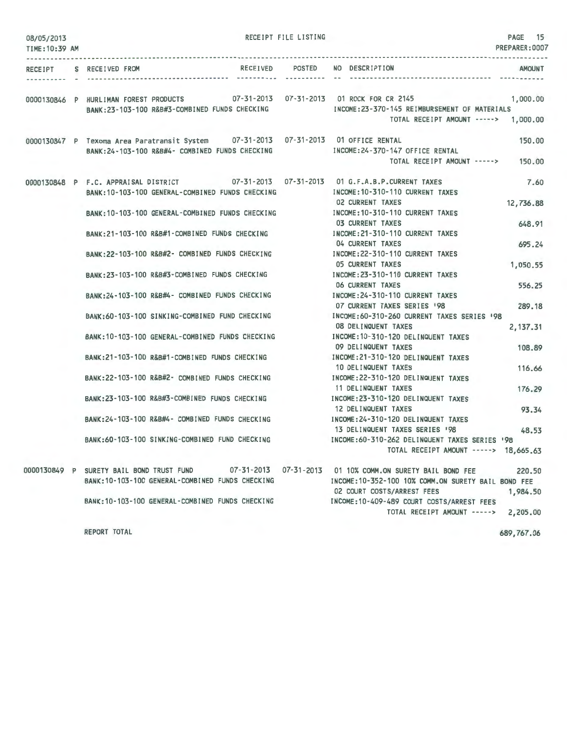RECEIPT FILE LISTING

| RECEIPT | S | RECEIVED FROM | RECEIVED | POSTED | NO | DESCRIPTION | AMOUNT |
|---|---|---|---|---|---|---|---|
| 0000130846 | P | HURLIMAN FOREST PRODUCTS | 07-31-2013 | 07-31-2013 | 01 | ROCK FOR CR 2145 | 1,000.00 |
| | | BANK:23-103-100 R&B#3-COMBINED FUNDS CHECKING | | | | INCOME:23-370-145 REIMBURSEMENT OF MATERIALS | |
| | | | | | | TOTAL RECEIPT AMOUNT -----> | 1,000.00 |
| 0000130847 | P | Texoma Area Paratransit System | 07-31-2013 | 07-31-2013 | 01 | OFFICE RENTAL | 150.00 |
| | | BANK:24-103-100 R&B#4- COMBINED FUNDS CHECKING | | | | INCOME:24-370-147 OFFICE RENTAL | |
| | | | | | | TOTAL RECEIPT AMOUNT -----> | 150.00 |
| 0000130848 | P | F.C. APPRAISAL DISTRICT | 07-31-2013 | 07-31-2013 | 01 | G.F.A.B.P.CURRENT TAXES | 7.60 |
| | | BANK:10-103-100 GENERAL-COMBINED FUNDS CHECKING | | | | INCOME:10-310-110 CURRENT TAXES | |
| | | | | | 02 | CURRENT TAXES | 12,736.88 |
| | | BANK:10-103-100 GENERAL-COMBINED FUNDS CHECKING | | | | INCOME:10-310-110 CURRENT TAXES | |
| | | | | | 03 | CURRENT TAXES | 648.91 |
| | | BANK:21-103-100 R&B#1-COMBINED FUNDS CHECKING | | | | INCOME:21-310-110 CURRENT TAXES | |
| | | | | | 04 | CURRENT TAXES | 695.24 |
| | | BANK:22-103-100 R&B#2- COMBINED FUNDS CHECKING | | | | INCOME:22-310-110 CURRENT TAXES | |
| | | | | | 05 | CURRENT TAXES | 1,050.55 |
| | | BANK:23-103-100 R&B#3-COMBINED FUNDS CHECKING | | | | INCOME:23-310-110 CURRENT TAXES | |
| | | | | | 06 | CURRENT TAXES | 556.25 |
| | | BANK:24-103-100 R&B#4- COMBINED FUNDS CHECKING | | | | INCOME:24-310-110 CURRENT TAXES | |
| | | | | | 07 | CURRENT TAXES SERIES '98 | 289.18 |
| | | BANK:60-103-100 SINKING-COMBINED FUND CHECKING | | | | INCOME:60-310-260 CURRENT TAXES SERIES '98 | |
| | | | | | 08 | DELINQUENT TAXES | 2,137.31 |
| | | BANK:10-103-100 GENERAL-COMBINED FUNDS CHECKING | | | | INCOME:10-310-120 DELINQUENT TAXES | |
| | | | | | 09 | DELINQUENT TAXES | 108.89 |
| | | BANK:21-103-100 R&B#1-COMBINED FUNDS CHECKING | | | | INCOME:21-310-120 DELINQUENT TAXES | |
| | | | | | 10 | DELINQUENT TAXES | 116.66 |
| | | BANK:22-103-100 R&B#2- COMBINED FUNDS CHECKING | | | | INCOME:22-310-120 DELINQUENT TAXES | |
| | | | | | 11 | DELINQUENT TAXES | 176.29 |
| | | BANK:23-103-100 R&B#3-COMBINED FUNDS CHECKING | | | | INCOME:23-310-120 DELINQUENT TAXES | |
| | | | | | 12 | DELINQUENT TAXES | 93.34 |
| | | BANK:24-103-100 R&B#4- COMBINED FUNDS CHECKING | | | | INCOME:24-310-120 DELINQUENT TAXES | |
| | | | | | 13 | DELINQUENT TAXES SERIES '98 | 48.53 |
| | | BANK:60-103-100 SINKING-COMBINED FUND CHECKING | | | | INCOME:60-310-262 DELINQUENT TAXES SERIES '98 | |
| | | | | | | TOTAL RECEIPT AMOUNT -----> | 18,665.63 |
| 0000130849 | P | SURETY BAIL BOND TRUST FUND | 07-31-2013 | 07-31-2013 | 01 | 10% COMM.ON SURETY BAIL BOND FEE | 220.50 |
| | | BANK:10-103-100 GENERAL-COMBINED FUNDS CHECKING | | | | INCOME:10-352-100 10% COMM.ON SURETY BAIL BOND FEE | |
| | | | | | 02 | COURT COSTS/ARREST FEES | 1,984.50 |
| | | BANK:10-103-100 GENERAL-COMBINED FUNDS CHECKING | | | | INCOME:10-409-489 COURT COSTS/ARREST FEES | |
| | | | | | | TOTAL RECEIPT AMOUNT -----> | 2,205.00 |

REPORT TOTAL 689,767.06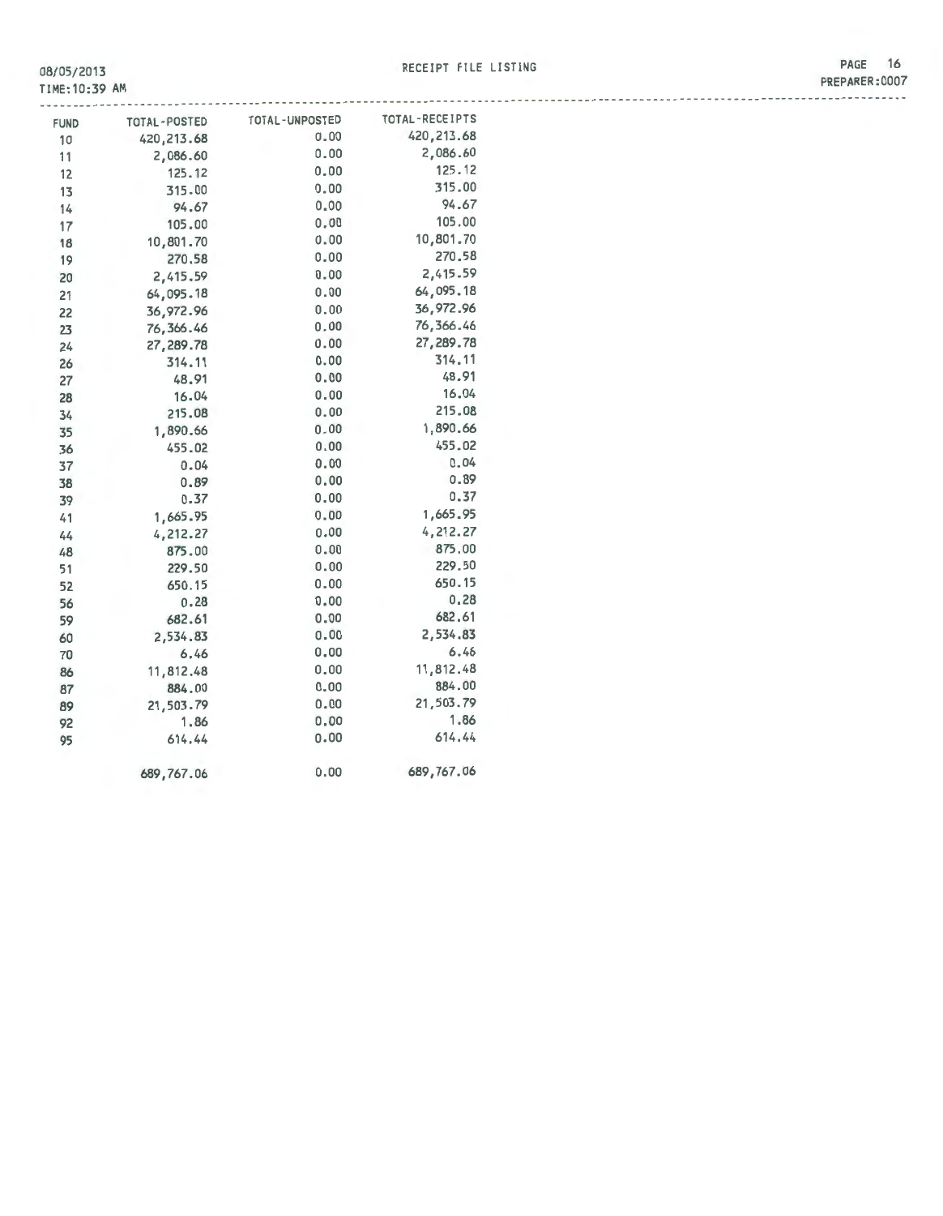08/05/2013
TIME:10:39 AM

RECEIPT FILE LISTING

PREPARER:0007

| FUND | TOTAL-POSTED | TOTAL-UNPOSTED | TOTAL-RECEIPTS |
|---|---|---|---|
| 10 | 420,213.68 | 0.00 | 420,213.68 |
| 11 | 2,086.60 | 0.00 | 2,086.60 |
| 12 | 125.12 | 0.00 | 125.12 |
| 13 | 315.00 | 0.00 | 315.00 |
| 14 | 94.67 | 0.00 | 94.67 |
| 17 | 105.00 | 0.00 | 105.00 |
| 18 | 10,801.70 | 0.00 | 10,801.70 |
| 19 | 270.58 | 0.00 | 270.58 |
| 20 | 2,415.59 | 0.00 | 2,415.59 |
| 21 | 64,095.18 | 0.00 | 64,095.18 |
| 22 | 36,972.96 | 0.00 | 36,972.96 |
| 23 | 76,366.46 | 0.00 | 76,366.46 |
| 24 | 27,289.78 | 0.00 | 27,289.78 |
| 26 | 314.11 | 0.00 | 314.11 |
| 27 | 48.91 | 0.00 | 48.91 |
| 28 | 16.04 | 0.00 | 16.04 |
| 34 | 215.08 | 0.00 | 215.08 |
| 35 | 1,890.66 | 0.00 | 1,890.66 |
| 36 | 455.02 | 0.00 | 455.02 |
| 37 | 0.04 | 0.00 | 0.04 |
| 38 | 0.89 | 0.00 | 0.89 |
| 39 | 0.37 | 0.00 | 0.37 |
| 41 | 1,665.95 | 0.00 | 1,665.95 |
| 44 | 4,212.27 | 0.00 | 4,212.27 |
| 48 | 875.00 | 0.00 | 875.00 |
| 51 | 229.50 | 0.00 | 229.50 |
| 52 | 650.15 | 0.00 | 650.15 |
| 56 | 0.28 | 0.00 | 0.28 |
| 59 | 682.61 | 0.00 | 682.61 |
| 60 | 2,534.83 | 0.00 | 2,534.83 |
| 70 | 6.46 | 0.00 | 6.46 |
| 86 | 11,812.48 | 0.00 | 11,812.48 |
| 87 | 884.00 | 0.00 | 884.00 |
| 89 | 21,503.79 | 0.00 | 21,503.79 |
| 92 | 1.86 | 0.00 | 1.86 |
| 95 | 614.44 | 0.00 | 614.44 |
| | 689,767.06 | 0.00 | 689,767.06 |